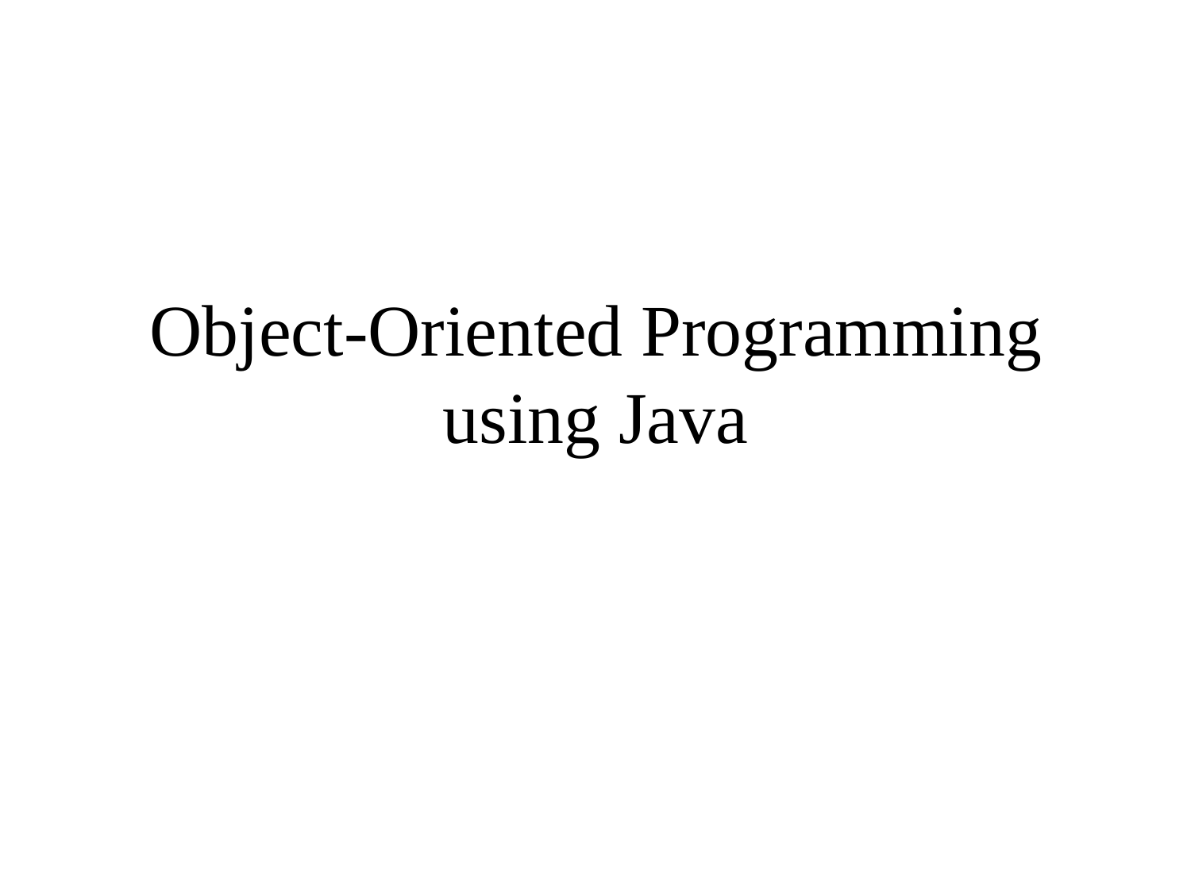# Object-Oriented Programming using Java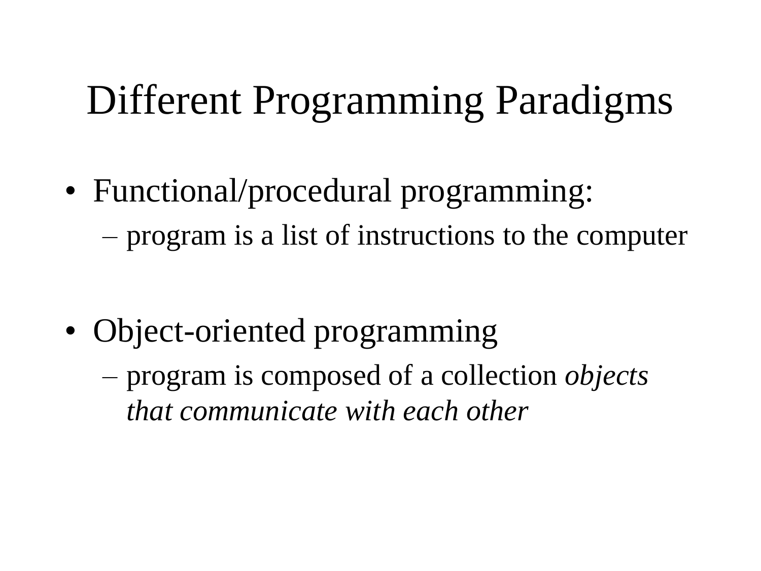# Different Programming Paradigms

- Functional/procedural programming:
  - program is a list of instructions to the computer

- Object-oriented programming
  - program is composed of a collection *objects that communicate with each other*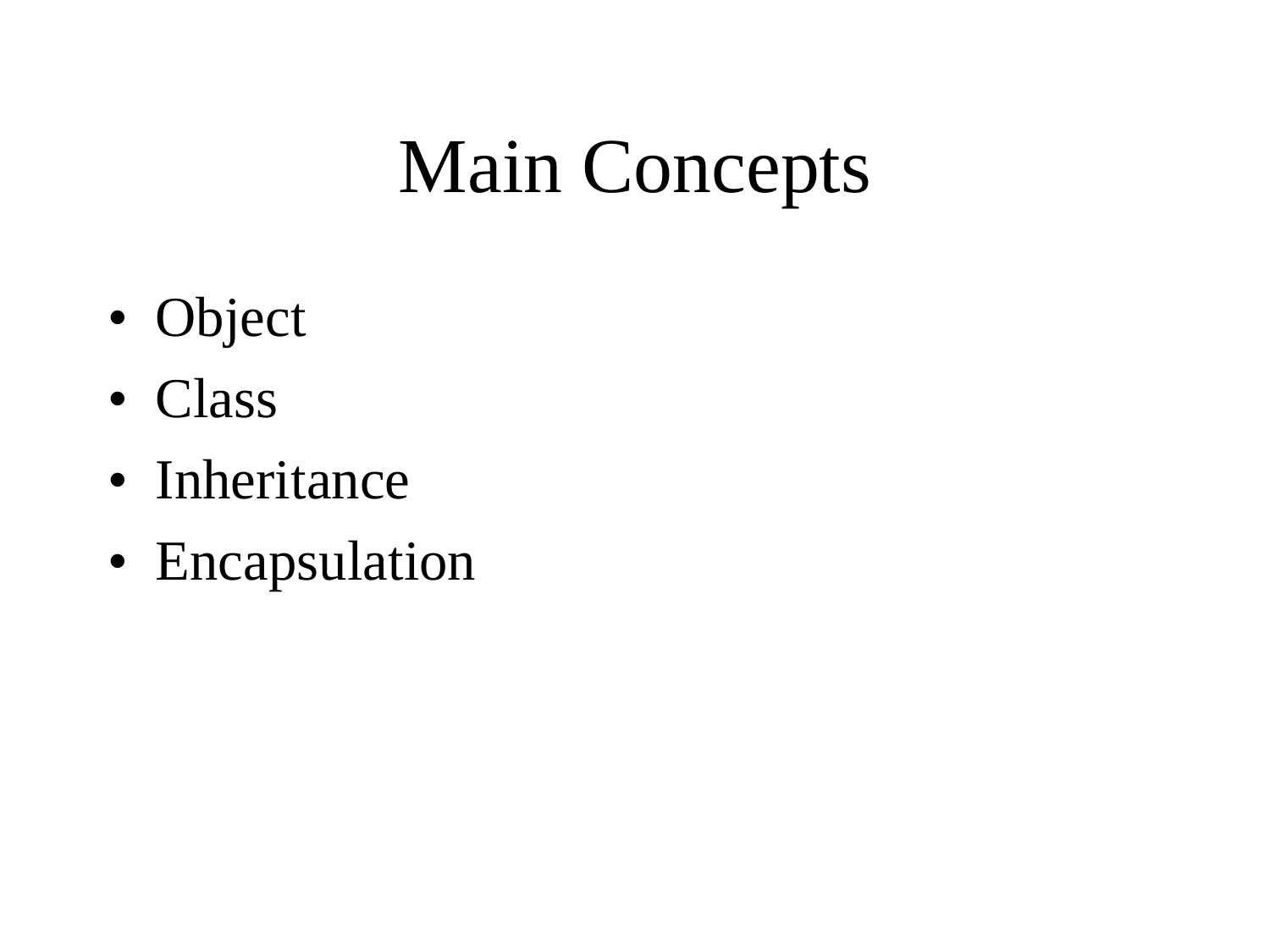# Main Concepts

- Object
- Class
- Inheritance
- Encapsulation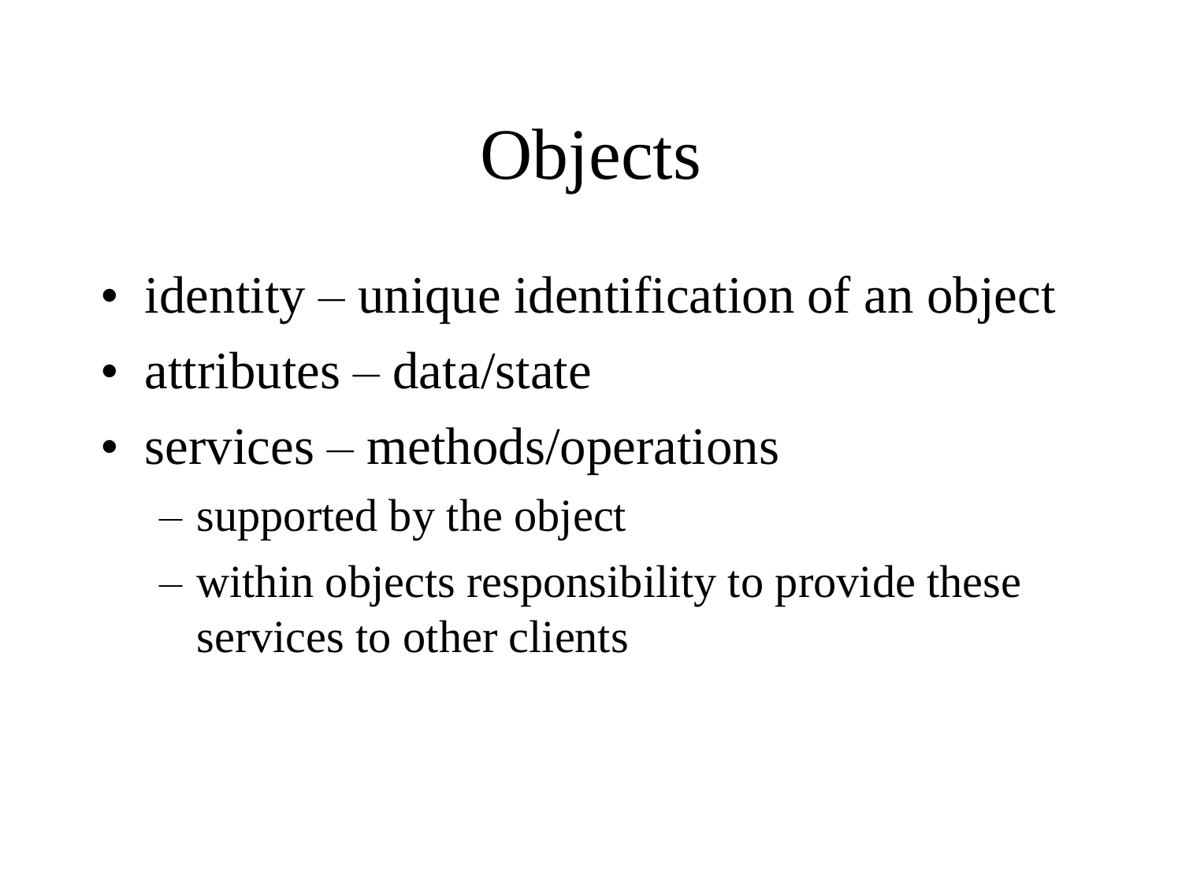# Objects

- identity – unique identification of an object
- attributes – data/state
- services – methods/operations
  - supported by the object
  - within objects responsibility to provide these services to other clients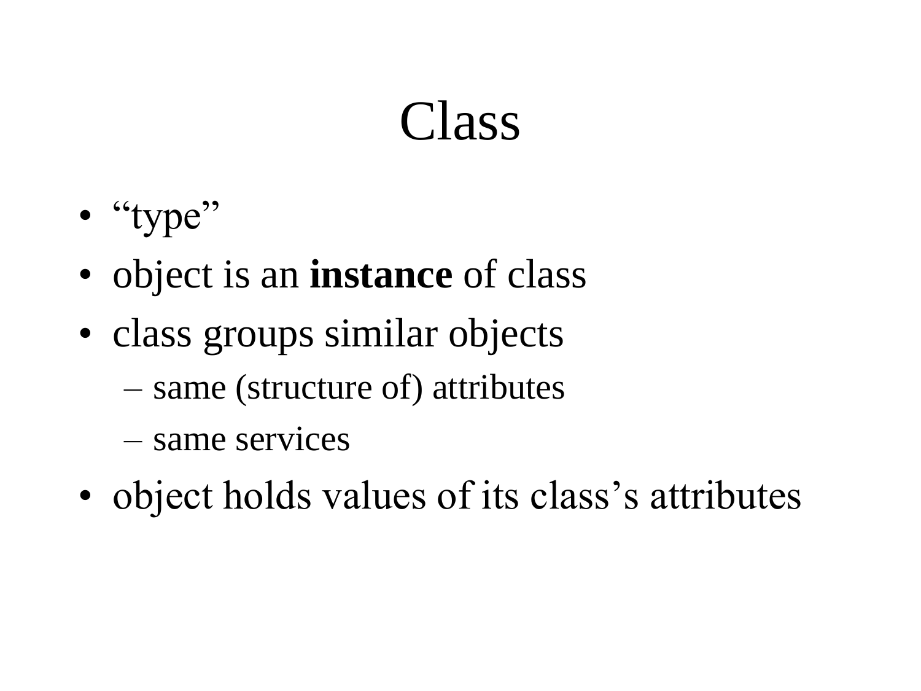# Class

- “type”
- object is an **instance** of class
- class groups similar objects
  - same (structure of) attributes
  - same services
- object holds values of its class’s attributes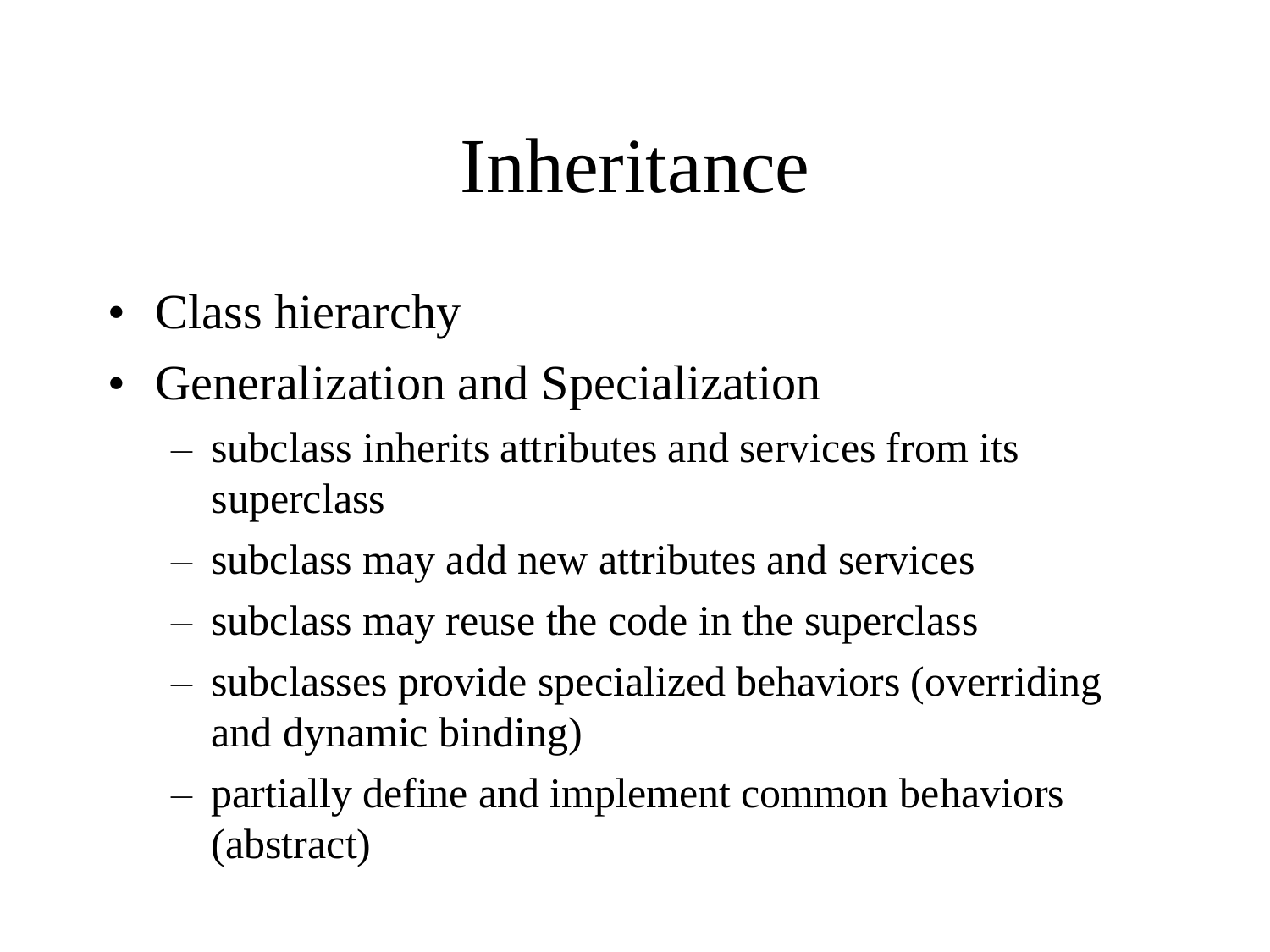# Inheritance

- Class hierarchy
- Generalization and Specialization
  - subclass inherits attributes and services from its superclass
  - subclass may add new attributes and services
  - subclass may reuse the code in the superclass
  - subclasses provide specialized behaviors (overriding and dynamic binding)
  - partially define and implement common behaviors (abstract)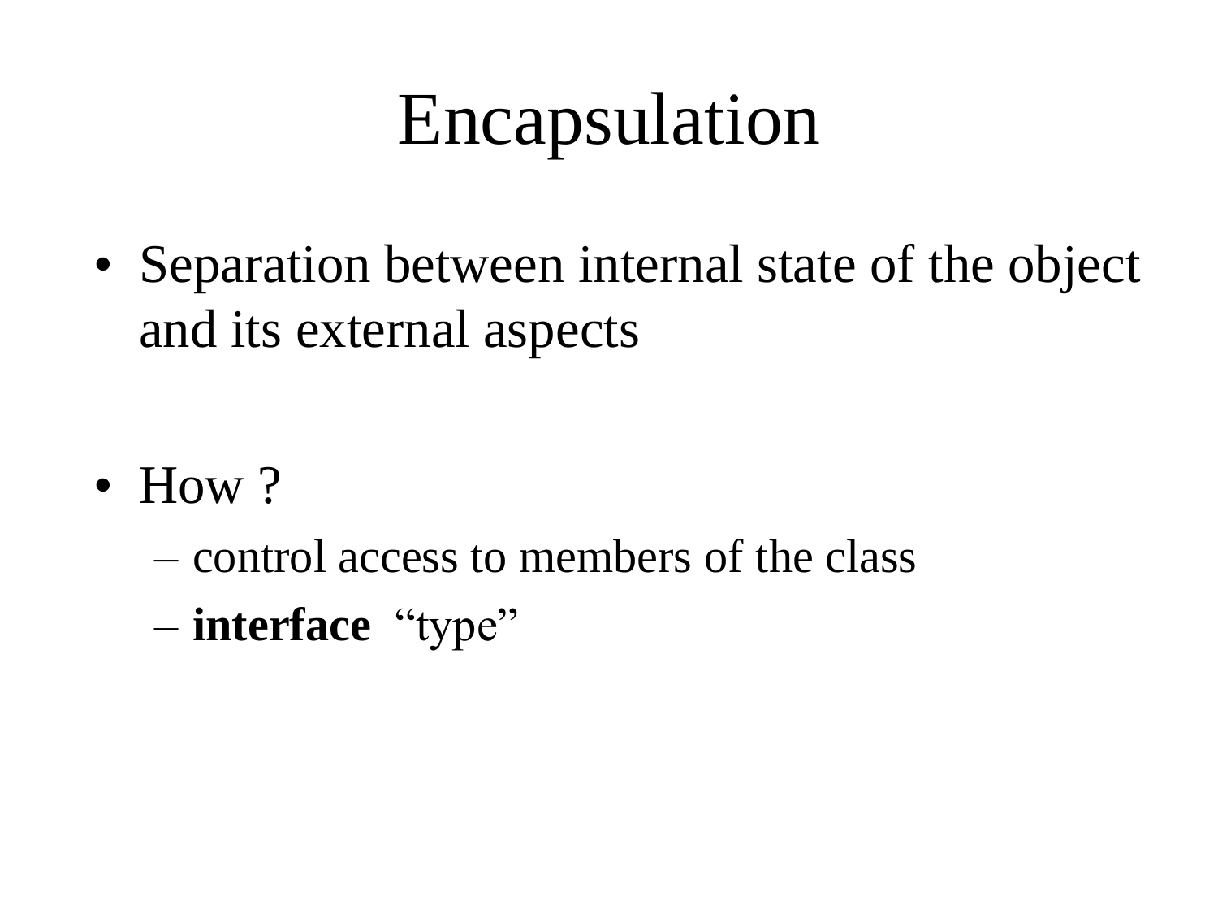# Encapsulation

- Separation between internal state of the object and its external aspects

- How ?
  - control access to members of the class
  - **interface** “type”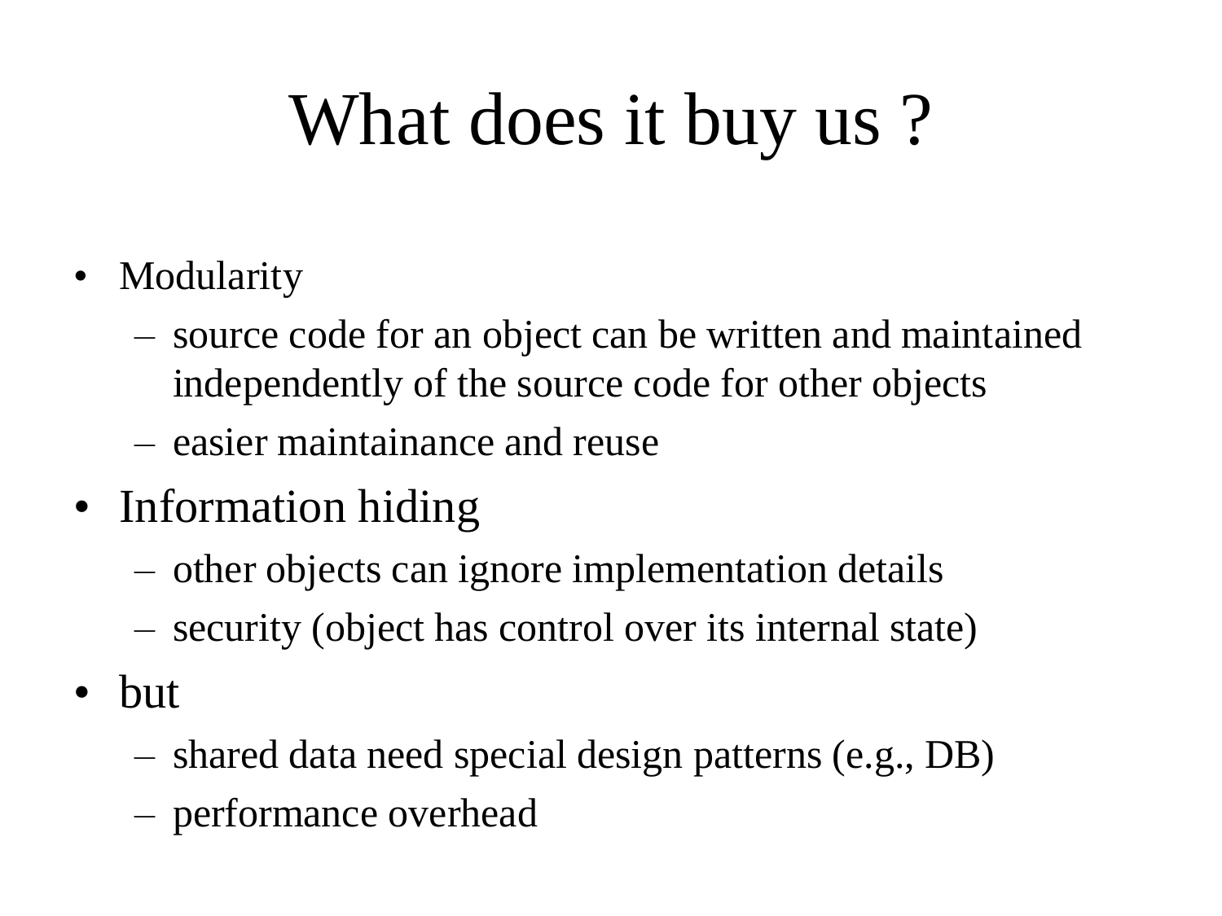# What does it buy us ?

- Modularity
  - source code for an object can be written and maintained independently of the source code for other objects
  - easier maintainance and reuse
- Information hiding
  - other objects can ignore implementation details
  - security (object has control over its internal state)
- but
  - shared data need special design patterns (e.g., DB)
  - performance overhead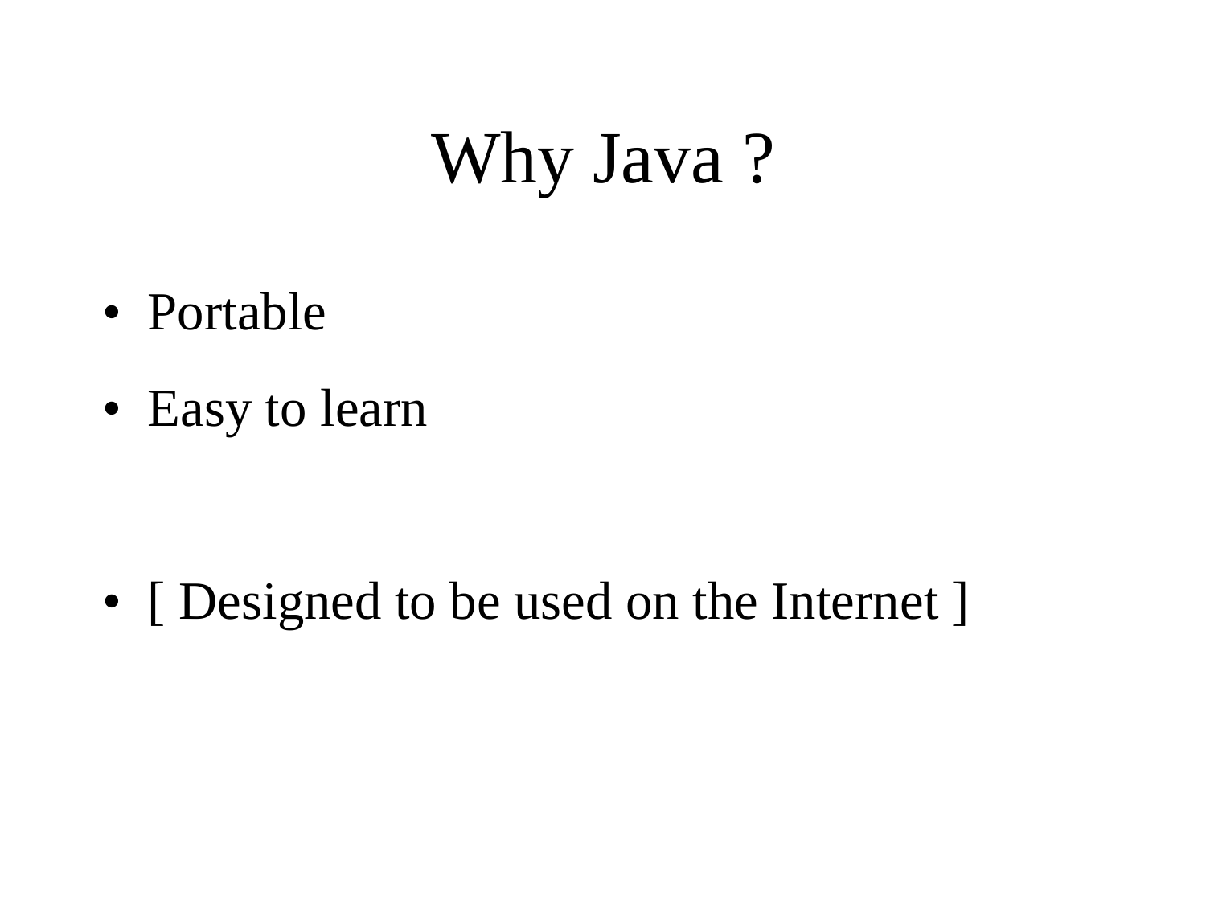# Why Java ?

- Portable
- Easy to learn

- [ Designed to be used on the Internet ]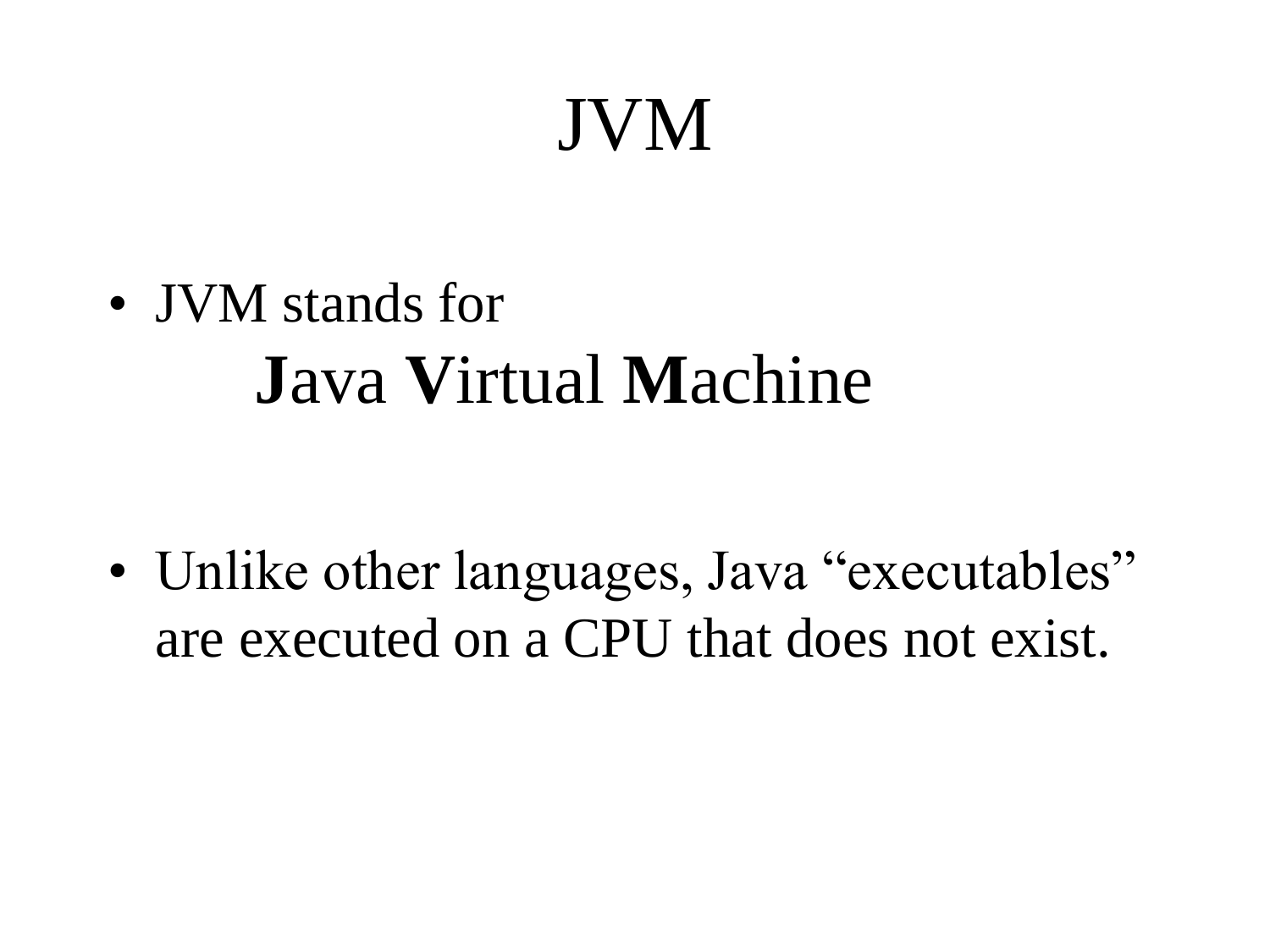# JVM

- JVM stands for

  **J**ava **V**irtual **M**achine

- Unlike other languages, Java "executables" are executed on a CPU that does not exist.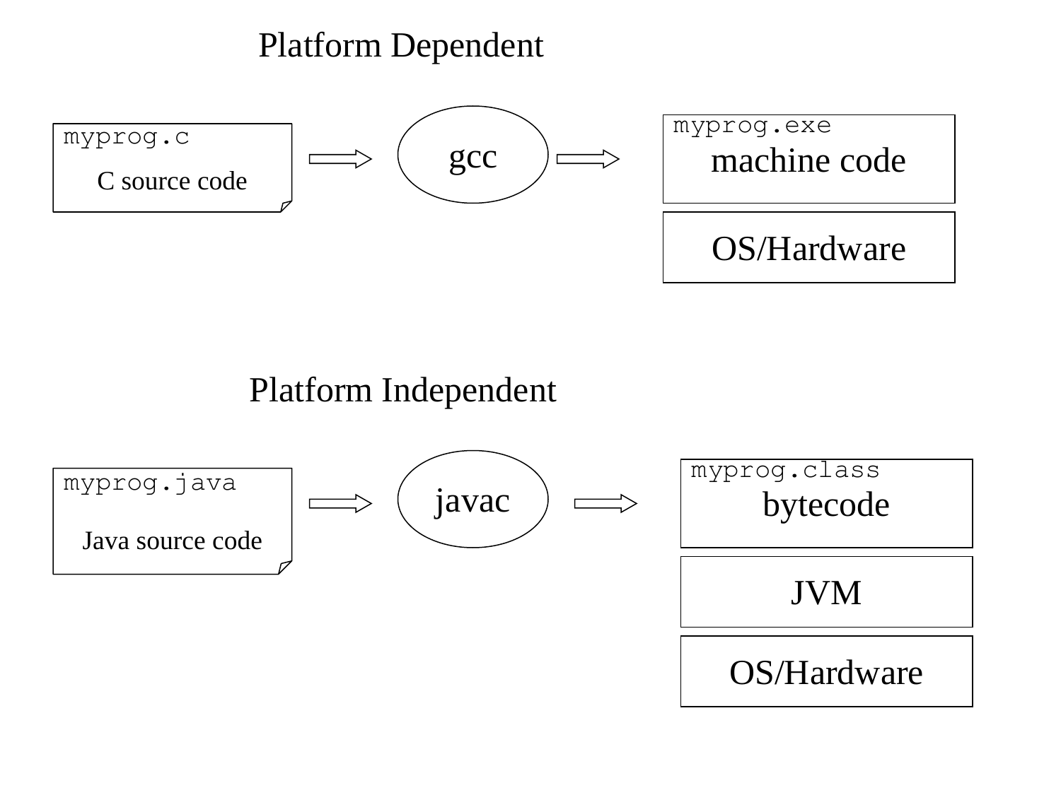## Platform Dependent

`myprog.c`
C source code

⇒ gcc ⇒

`myprog.exe`
machine code

OS/Hardware

## Platform Independent

`myprog.java`
Java source code

⇒ javac ⇒

`myprog.class`
bytecode

JVM

OS/Hardware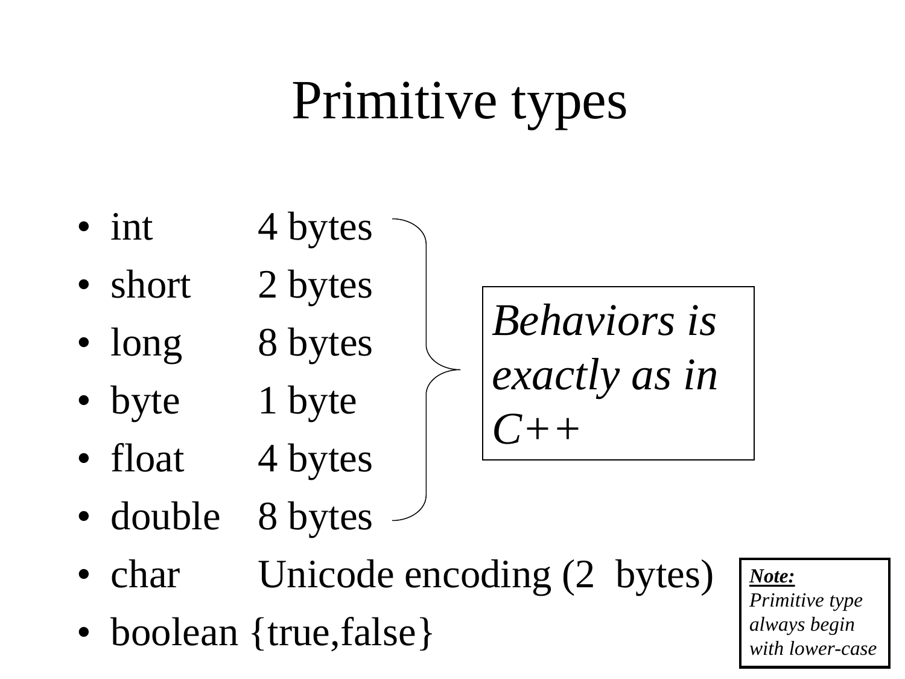# Primitive types

- int 4 bytes
- short 2 bytes
- long 8 bytes
- byte 1 byte
- float 4 bytes
- double 8 bytes
- char Unicode encoding (2 bytes)
- boolean {true,false}

*Behaviors is exactly as in C++*

***Note:*** *Primitive type always begin with lower-case*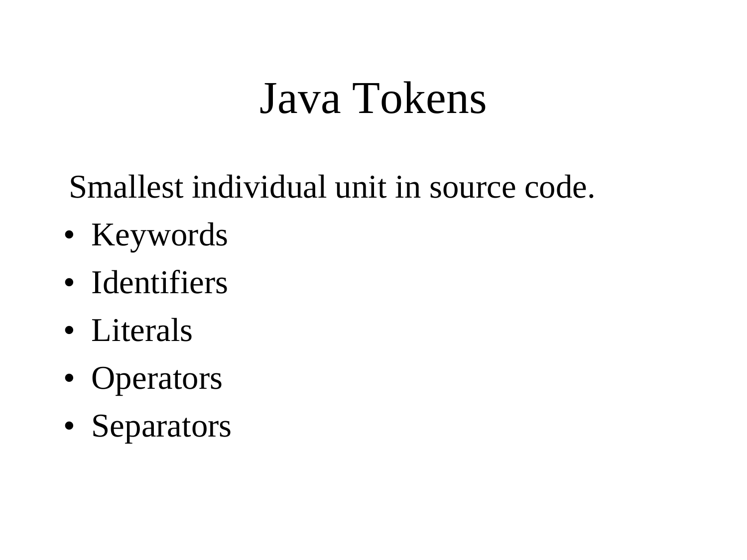# Java Tokens

Smallest individual unit in source code.

- Keywords
- Identifiers
- Literals
- Operators
- Separators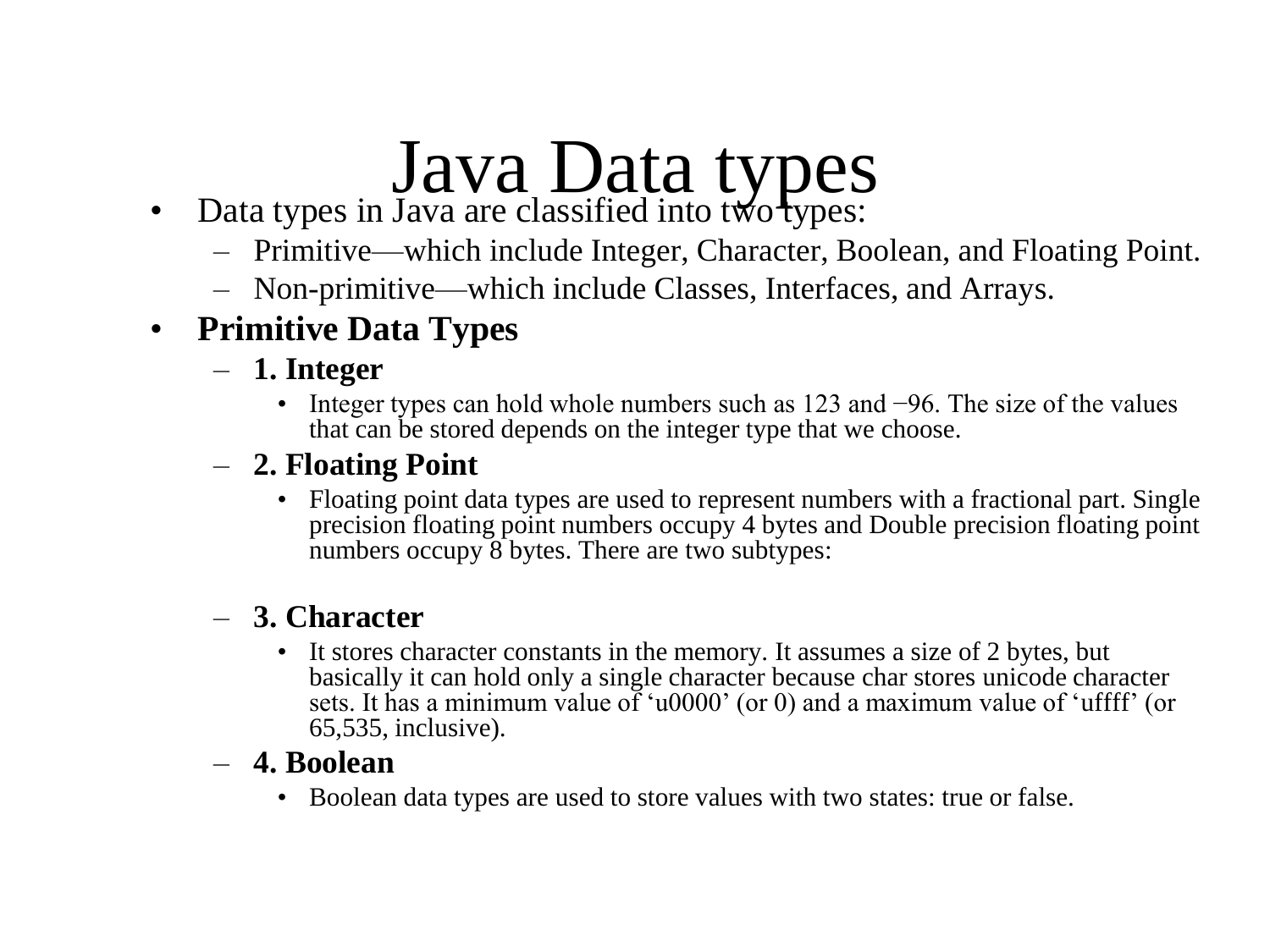# Java Data types

- Data types in Java are classified into two types:
  - Primitive—which include Integer, Character, Boolean, and Floating Point.
  - Non-primitive—which include Classes, Interfaces, and Arrays.
- **Primitive Data Types**
  - **1. Integer**
    - Integer types can hold whole numbers such as 123 and −96. The size of the values that can be stored depends on the integer type that we choose.
  - **2. Floating Point**
    - Floating point data types are used to represent numbers with a fractional part. Single precision floating point numbers occupy 4 bytes and Double precision floating point numbers occupy 8 bytes. There are two subtypes:
  - **3. Character**
    - It stores character constants in the memory. It assumes a size of 2 bytes, but basically it can hold only a single character because char stores unicode character sets. It has a minimum value of 'u0000' (or 0) and a maximum value of 'uffff' (or 65,535, inclusive).
  - **4. Boolean**
    - Boolean data types are used to store values with two states: true or false.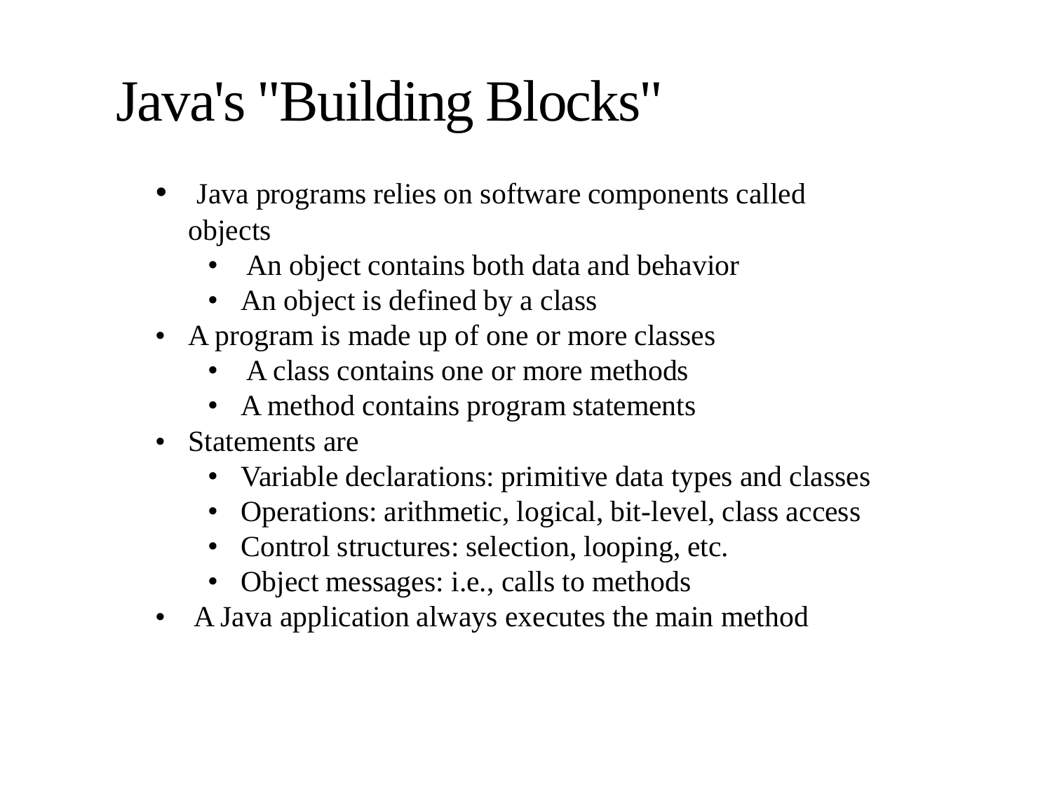# Java's "Building Blocks"

- Java programs relies on software components called objects
  - An object contains both data and behavior
  - An object is defined by a class
- A program is made up of one or more classes
  - A class contains one or more methods
  - A method contains program statements
- Statements are
  - Variable declarations: primitive data types and classes
  - Operations: arithmetic, logical, bit-level, class access
  - Control structures: selection, looping, etc.
  - Object messages: i.e., calls to methods
- A Java application always executes the main method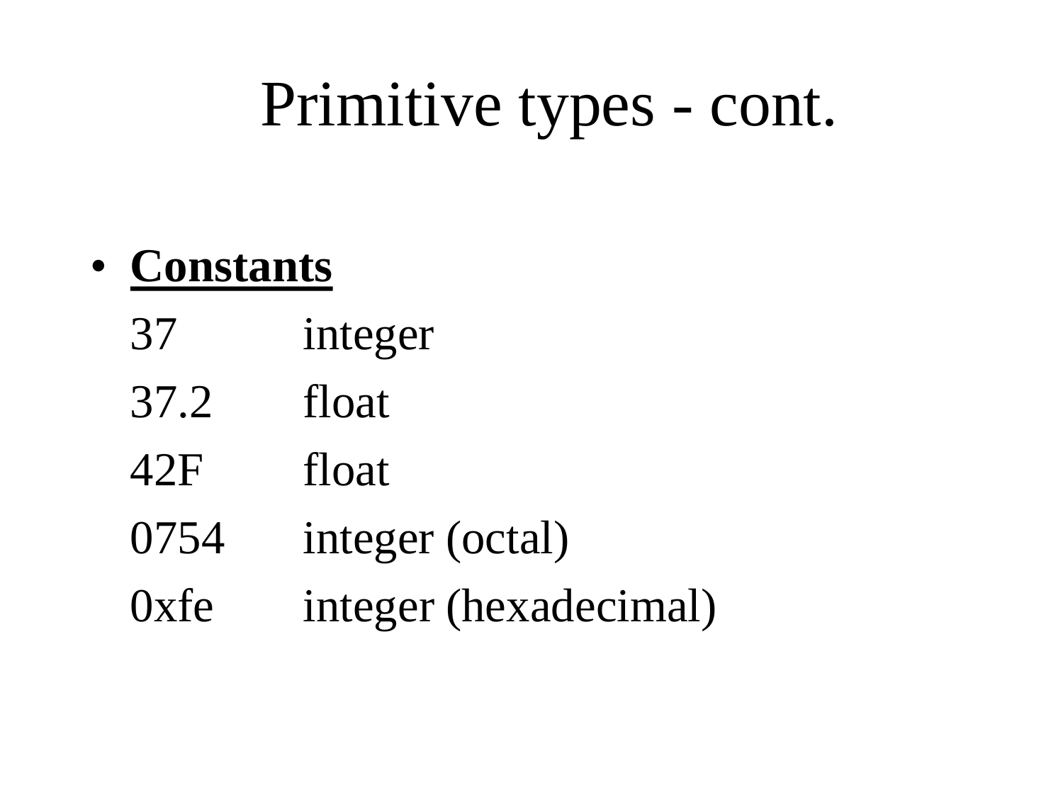# Primitive types - cont.

- **Constants**

| | |
|---|---|
| 37 | integer |
| 37.2 | float |
| 42F | float |
| 0754 | integer (octal) |
| 0xfe | integer (hexadecimal) |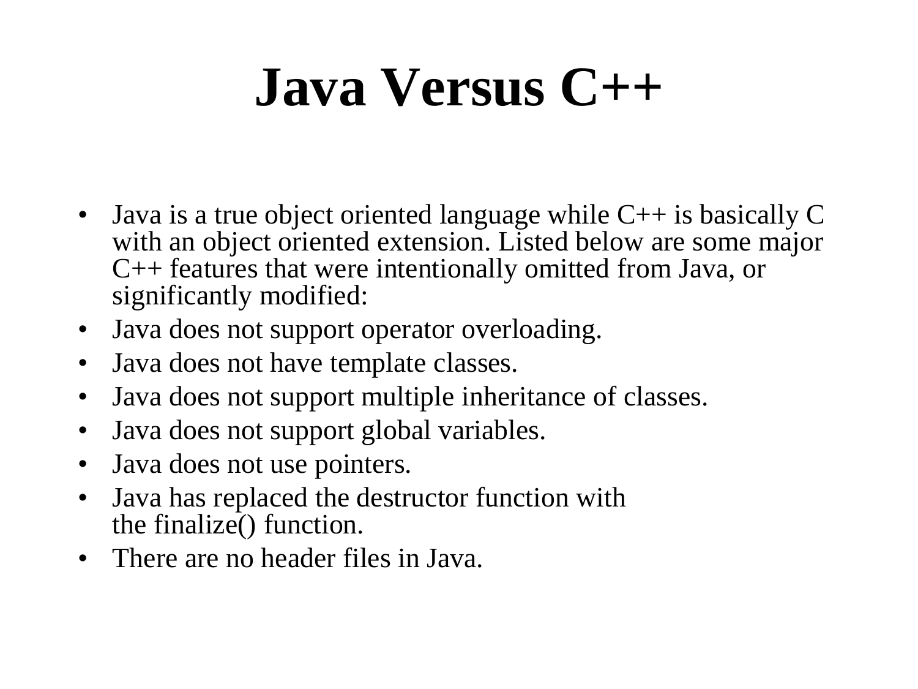# Java Versus C++

- Java is a true object oriented language while C++ is basically C with an object oriented extension. Listed below are some major C++ features that were intentionally omitted from Java, or significantly modified:
- Java does not support operator overloading.
- Java does not have template classes.
- Java does not support multiple inheritance of classes.
- Java does not support global variables.
- Java does not use pointers.
- Java has replaced the destructor function with the finalize() function.
- There are no header files in Java.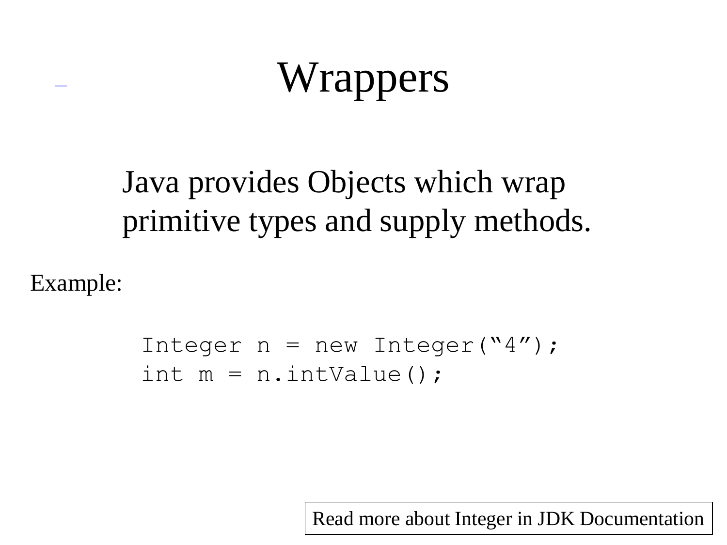# Wrappers

Java provides Objects which wrap primitive types and supply methods.

Example:

```
Integer n = new Integer(“4”);
int m = n.intValue();
```

Read more about Integer in JDK Documentation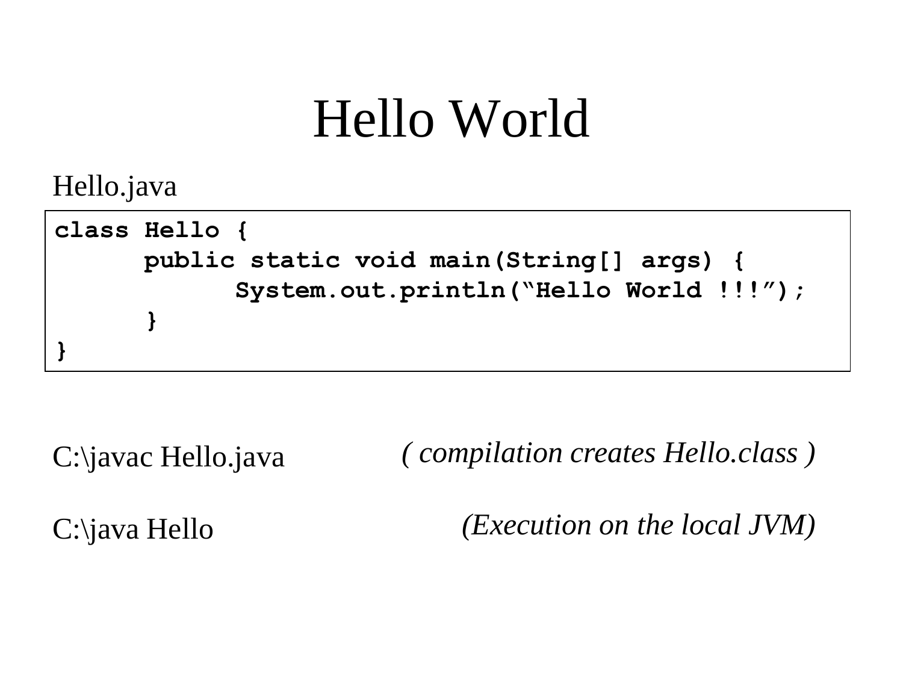# Hello World

Hello.java

```
class Hello {
      public static void main(String[] args) {
            System.out.println(“Hello World !!!”);
      }
}
```

C:\javac Hello.java *( compilation creates Hello.class )*

C:\java Hello *(Execution on the local JVM)*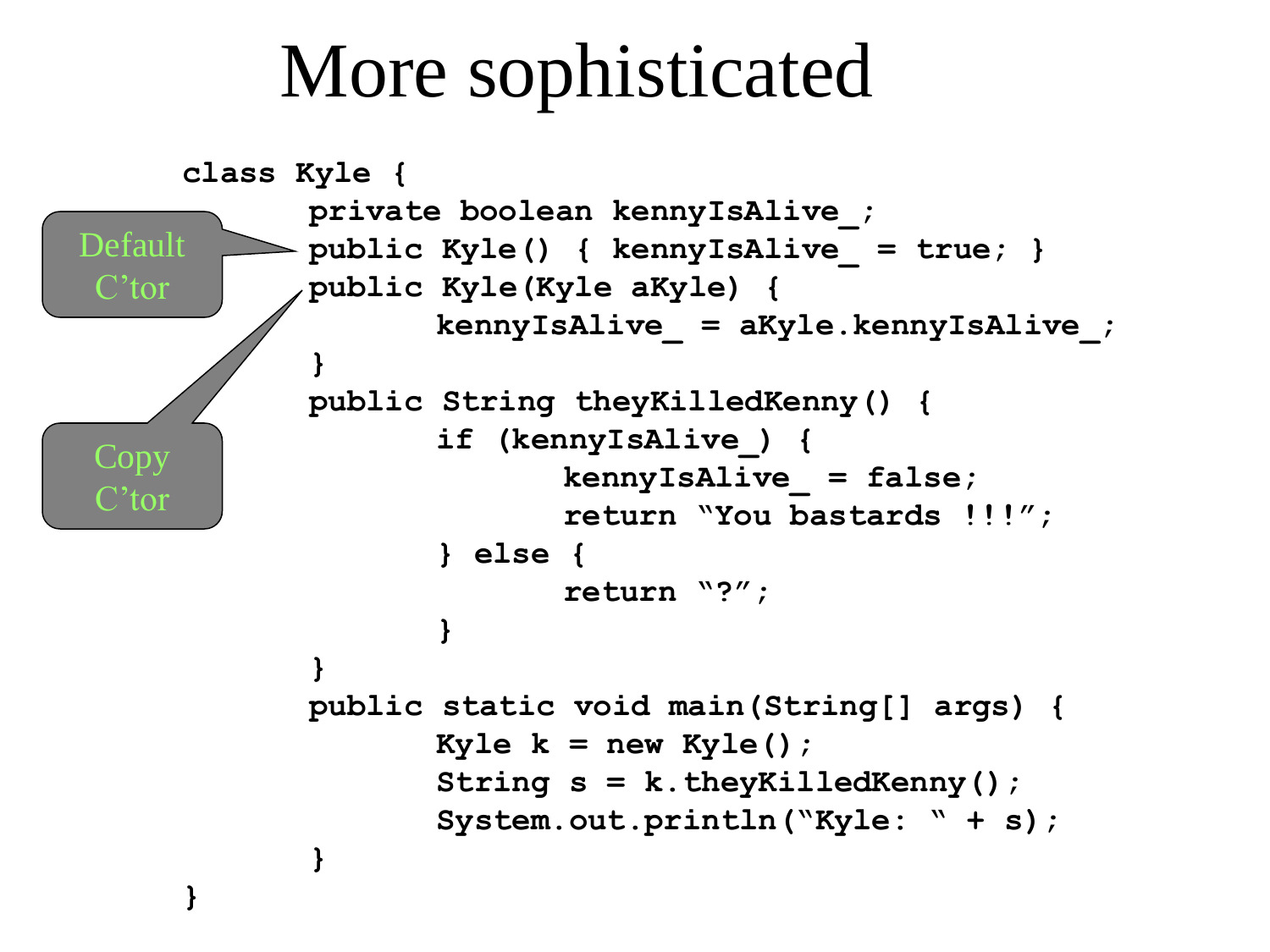# More sophisticated

Default C'tor

Copy C'tor

```java
class Kyle {
      private boolean kennyIsAlive_;
      public Kyle() { kennyIsAlive_ = true; }
      public Kyle(Kyle aKyle) {
            kennyIsAlive_ = aKyle.kennyIsAlive_;
      }
      public String theyKilledKenny() {
            if (kennyIsAlive_) {
                  kennyIsAlive_ = false;
                  return "You bastards !!!";
            } else {
                  return "?";
            }
      }
      public static void main(String[] args) {
            Kyle k = new Kyle();
            String s = k.theyKilledKenny();
            System.out.println("Kyle: " + s);
      }
}
```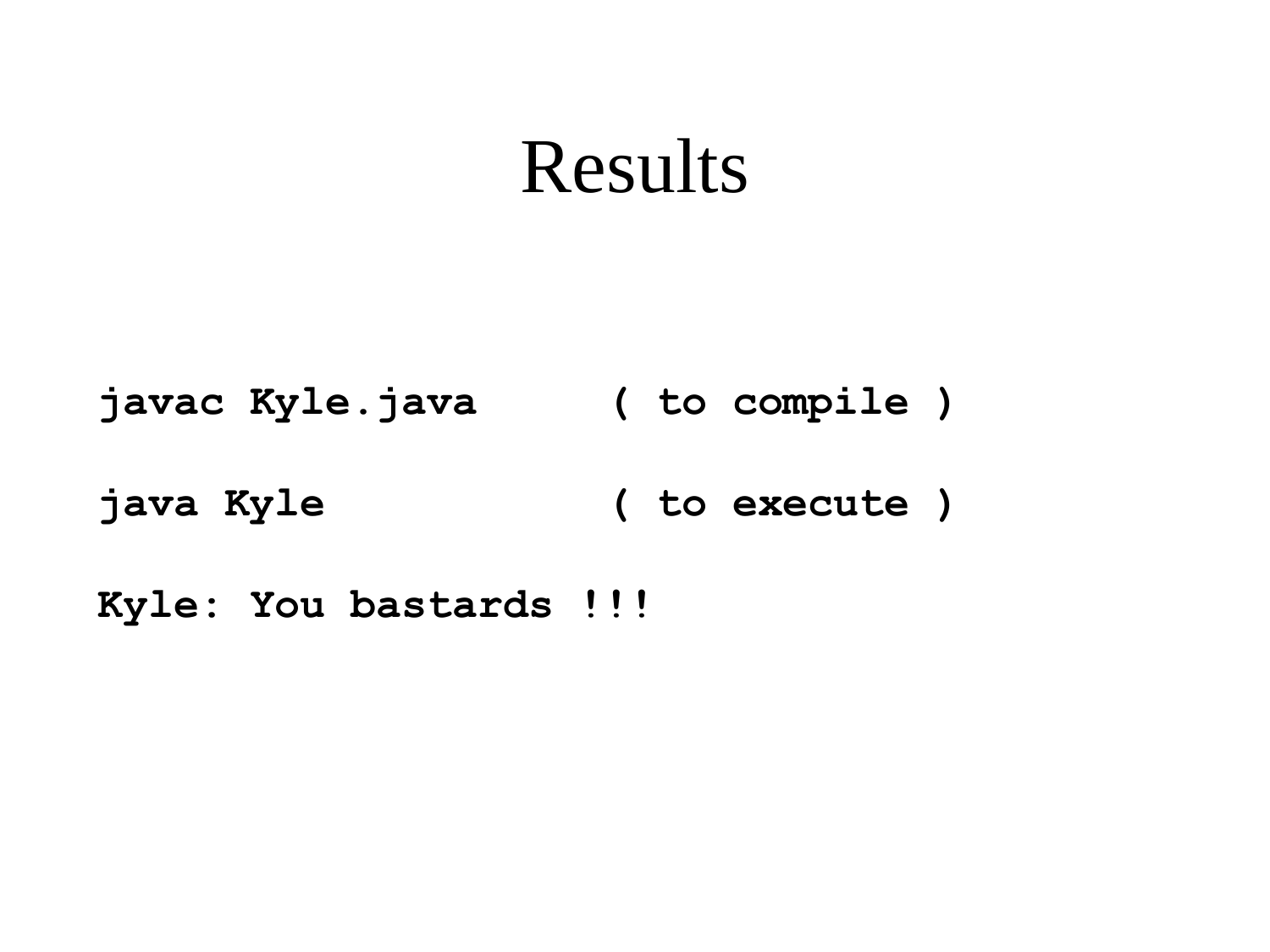# Results

```
javac Kyle.java      ( to compile )

java Kyle            ( to execute )

Kyle: You bastards !!!
```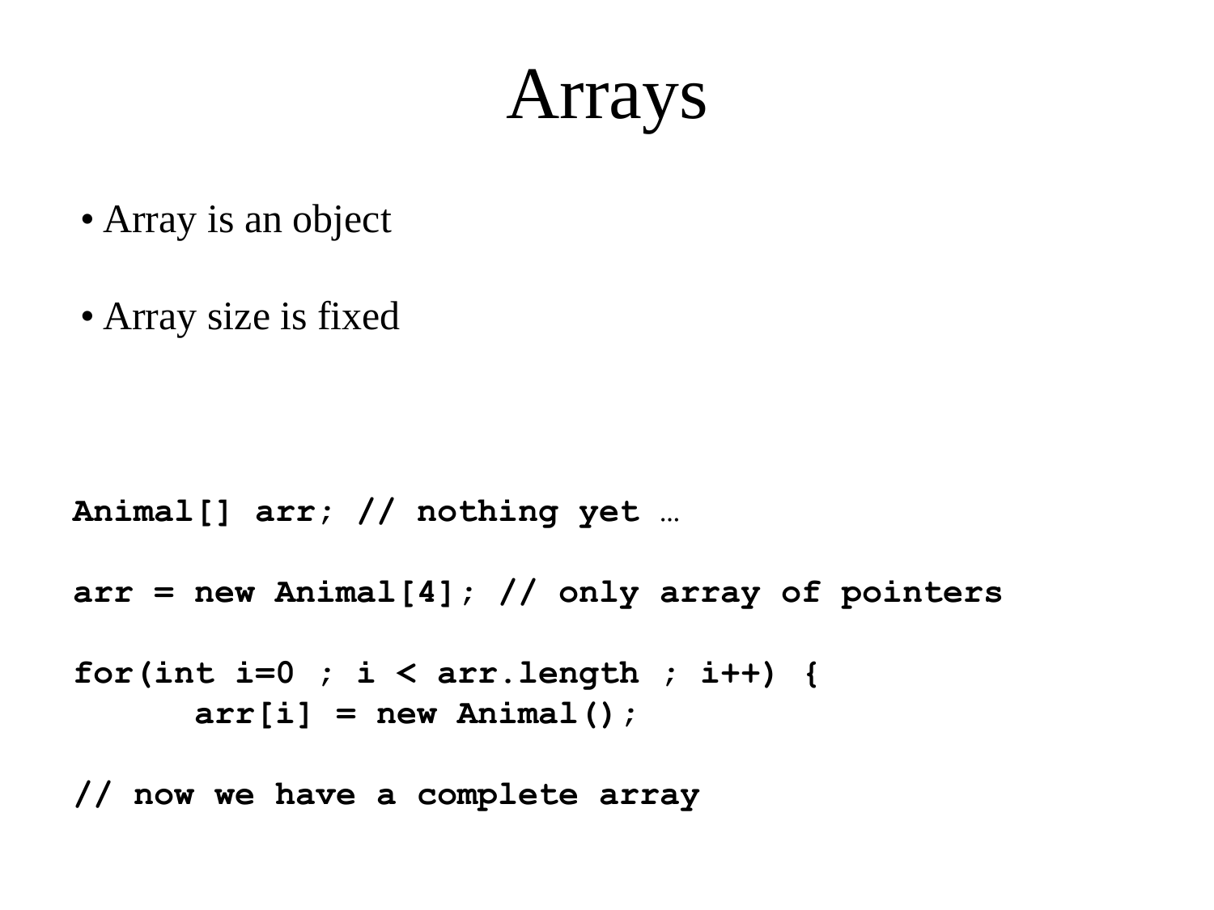# Arrays

- Array is an object
- Array size is fixed

```
Animal[] arr; // nothing yet …

arr = new Animal[4]; // only array of pointers

for(int i=0 ; i < arr.length ; i++) {
      arr[i] = new Animal();

// now we have a complete array
```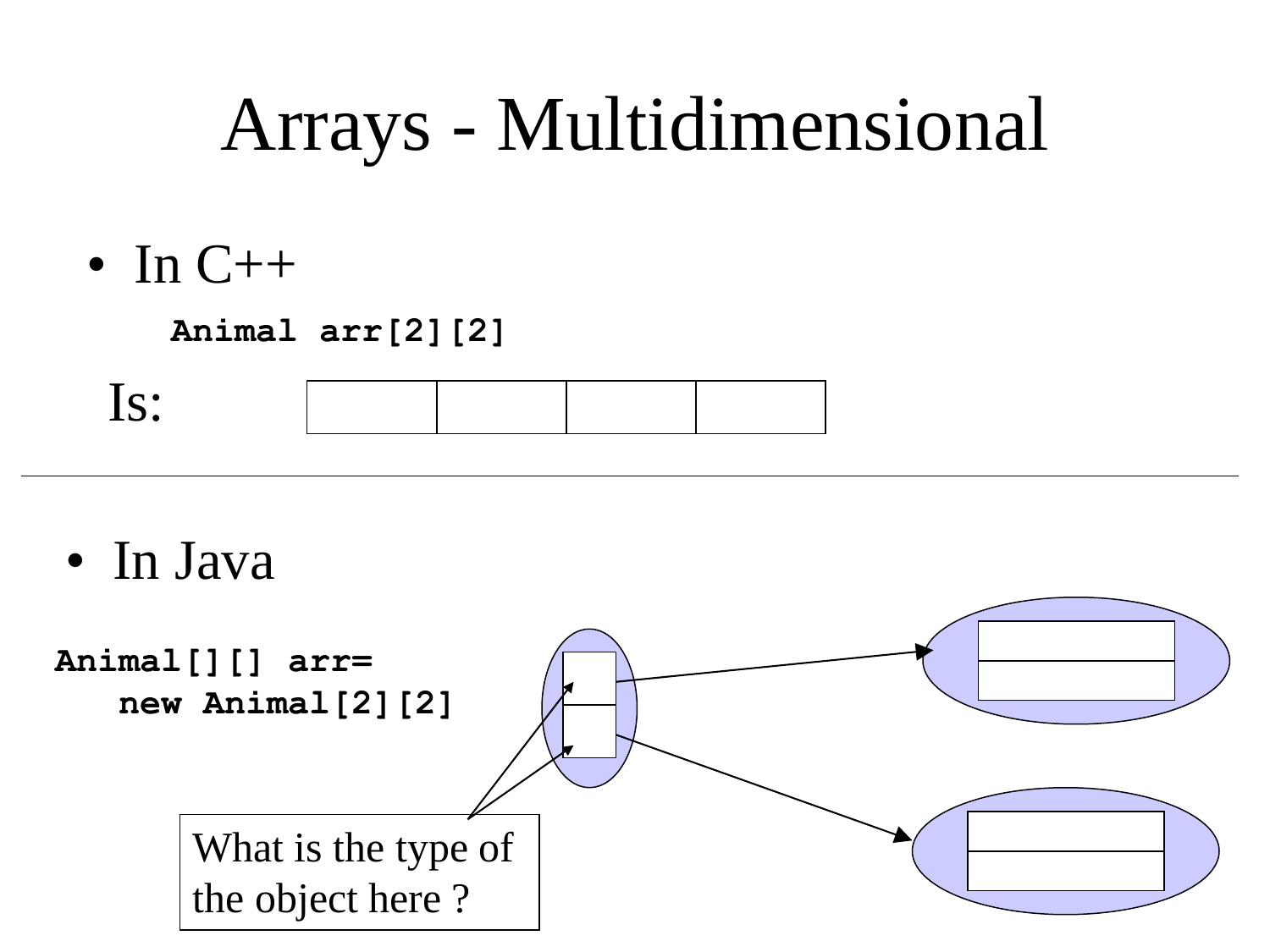# Arrays - Multidimensional

- In C++

```
Animal arr[2][2]
```

Is:

- In Java

```
Animal[][] arr=
   new Animal[2][2]
```

What is the type of the object here ?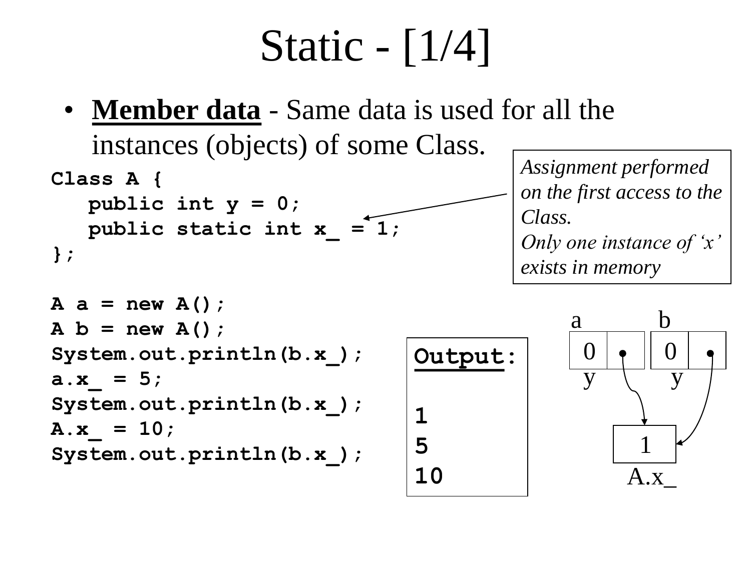# Static - [1/4]

- **Member data** - Same data is used for all the instances (objects) of some Class.

```
Class A {
   public int y = 0;
   public static int x_ = 1;
};

A a = new A();
A b = new A();
System.out.println(b.x_);
a.x_ = 5;
System.out.println(b.x_);
A.x_ = 10;
System.out.println(b.x_);
```

*Assignment performed on the first access to the Class.*
*Only one instance of 'x' exists in memory*

**Output:**

```
1
5
10
```

a | b
--- | ---
0 (y) | 0 (y)

A.x_: 1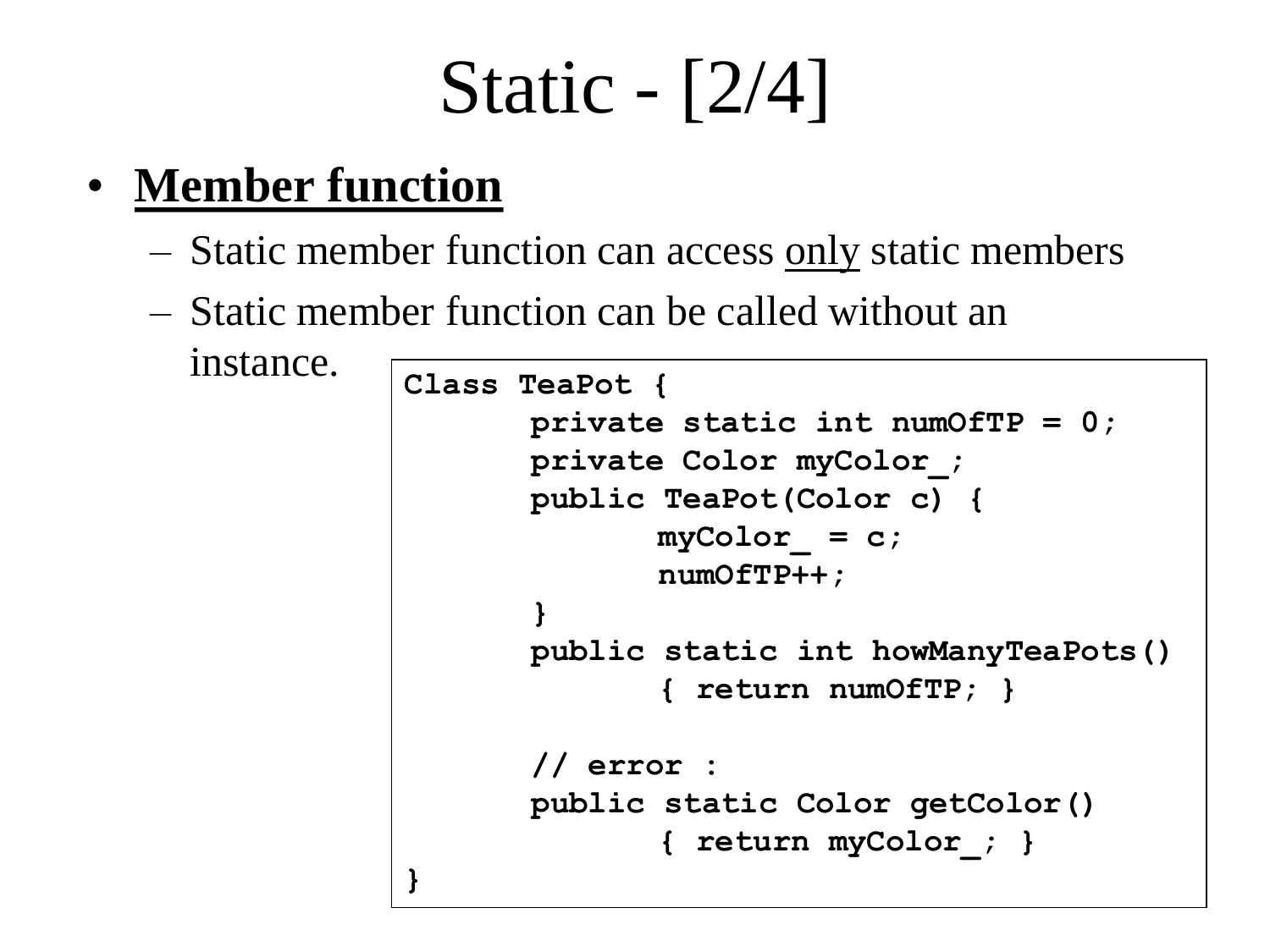# Static - [2/4]

- **Member function**
  - Static member function can access only static members
  - Static member function can be called without an instance.

```
Class TeaPot {
        private static int numOfTP = 0;
        private Color myColor_;
        public TeaPot(Color c) {
                myColor_ = c;
                numOfTP++;
        }
        public static int howManyTeaPots()
                { return numOfTP; }

        // error :
        public static Color getColor()
                { return myColor_; }
}
```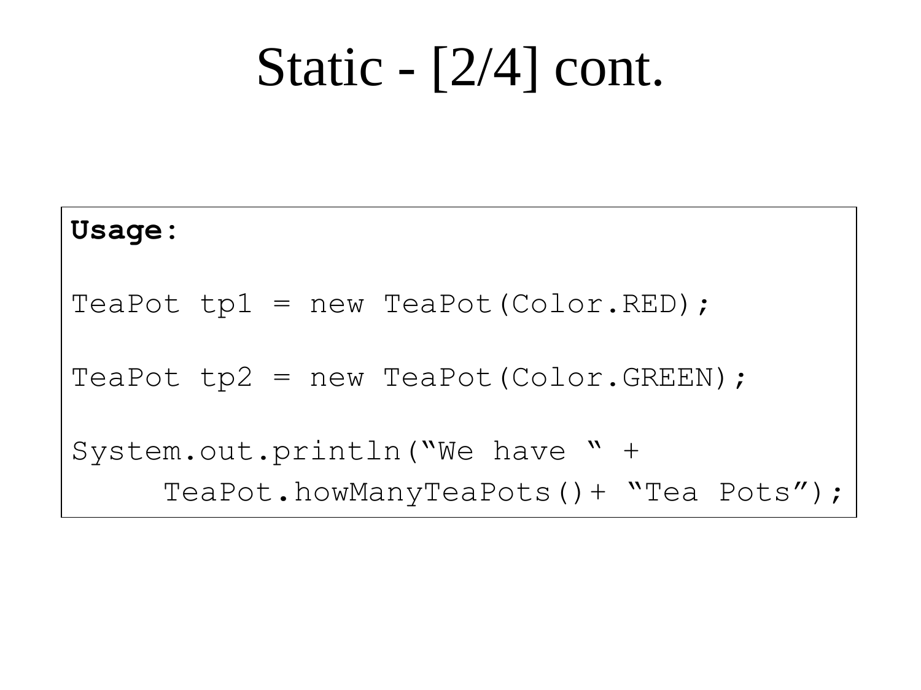# Static - [2/4] cont.

```
Usage:

TeaPot tp1 = new TeaPot(Color.RED);

TeaPot tp2 = new TeaPot(Color.GREEN);

System.out.println("We have " +
    TeaPot.howManyTeaPots()+ "Tea Pots");
```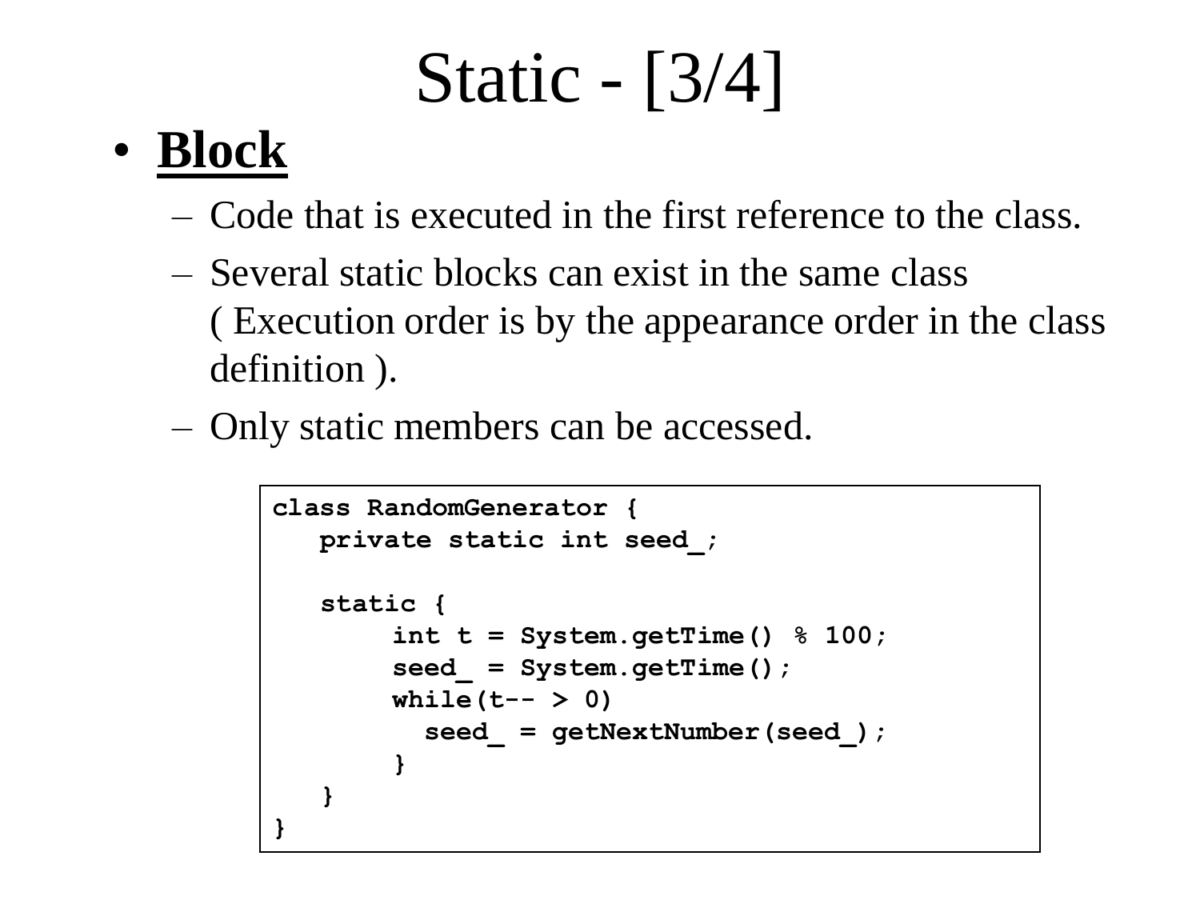# Static - [3/4]

- **Block**
  - Code that is executed in the first reference to the class.
  - Several static blocks can exist in the same class ( Execution order is by the appearance order in the class definition ).
  - Only static members can be accessed.

```
class RandomGenerator {
   private static int seed_;

   static {
        int t = System.getTime() % 100;
        seed_ = System.getTime();
        while(t-- > 0)
          seed_ = getNextNumber(seed_);
        }
   }
}
```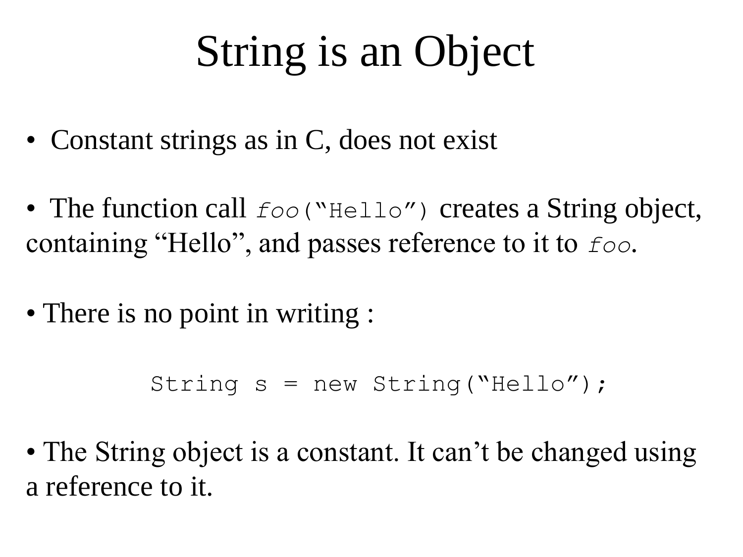# String is an Object

- Constant strings as in C, does not exist

- The function call `foo("Hello")` creates a String object, containing "Hello", and passes reference to it to `foo`.

- There is no point in writing :

```
String s = new String("Hello");
```

- The String object is a constant. It can't be changed using a reference to it.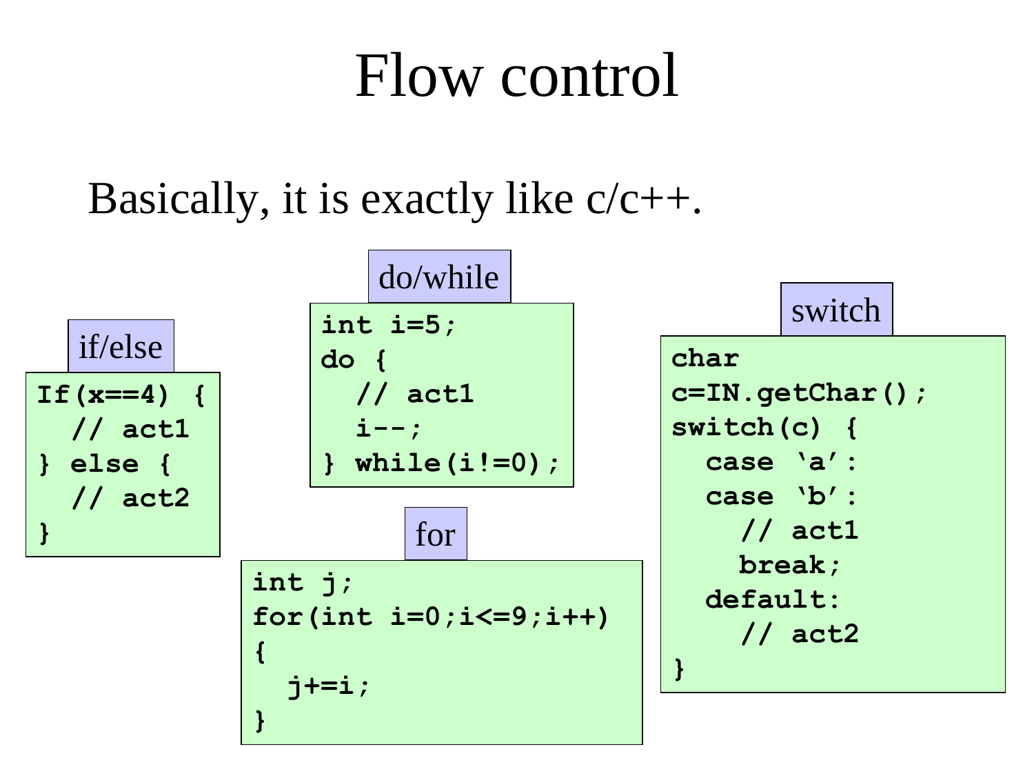# Flow control

Basically, it is exactly like c/c++.

**if/else**

```
If(x==4) {
  // act1
} else {
  // act2
}
```

**do/while**

```
int i=5;
do {
  // act1
  i--;
} while(i!=0);
```

**for**

```
int j;
for(int i=0;i<=9;i++)
{
  j+=i;
}
```

**switch**

```
char
c=IN.getChar();
switch(c) {
  case 'a':
  case 'b':
    // act1
    break;
  default:
    // act2
}
```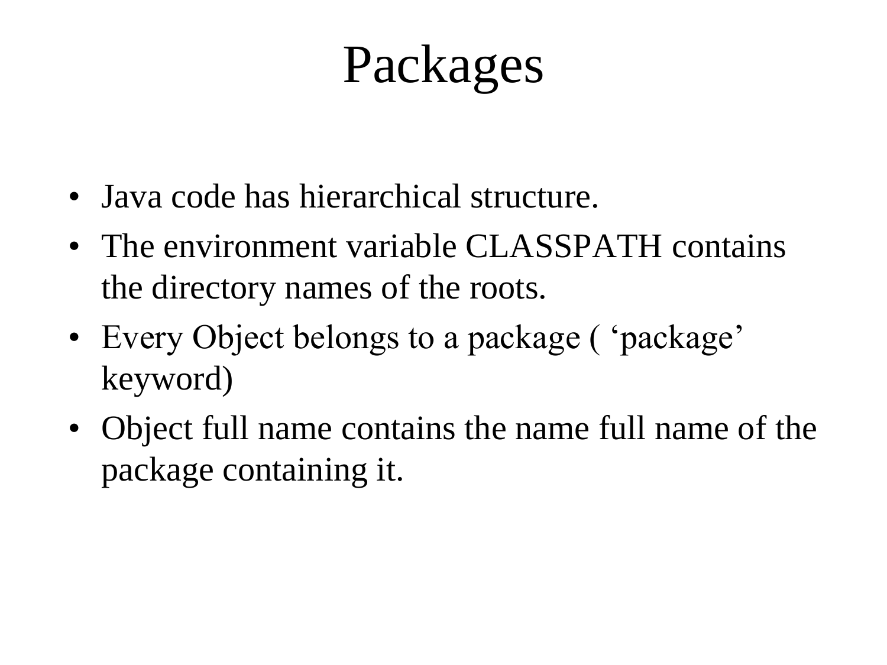# Packages

- Java code has hierarchical structure.
- The environment variable CLASSPATH contains the directory names of the roots.
- Every Object belongs to a package ( ‘package’ keyword)
- Object full name contains the name full name of the package containing it.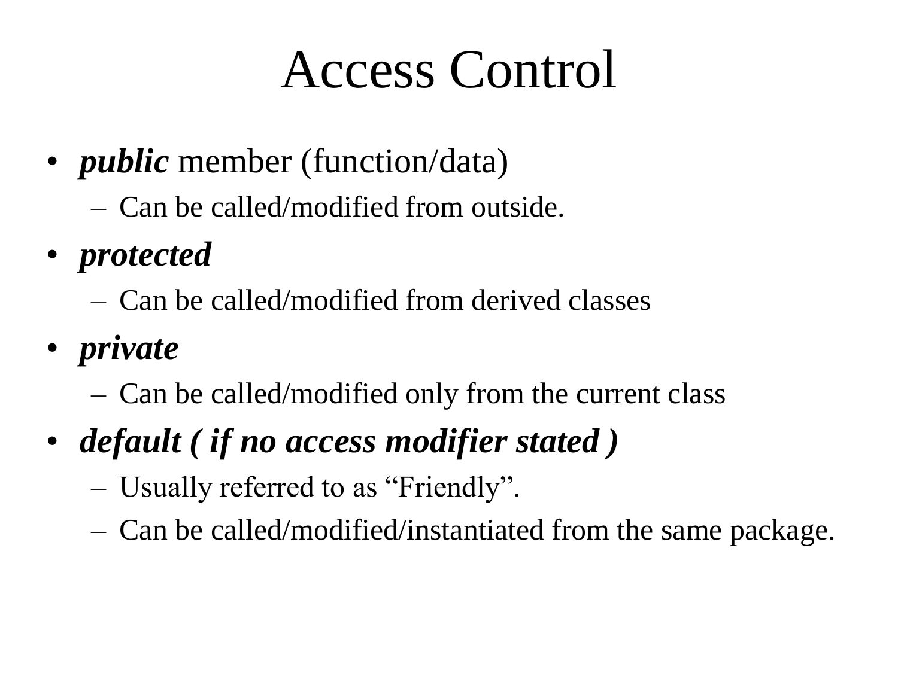# Access Control

- ***public*** member (function/data)
  - Can be called/modified from outside.
- ***protected***
  - Can be called/modified from derived classes
- ***private***
  - Can be called/modified only from the current class
- ***default ( if no access modifier stated )***
  - Usually referred to as “Friendly”.
  - Can be called/modified/instantiated from the same package.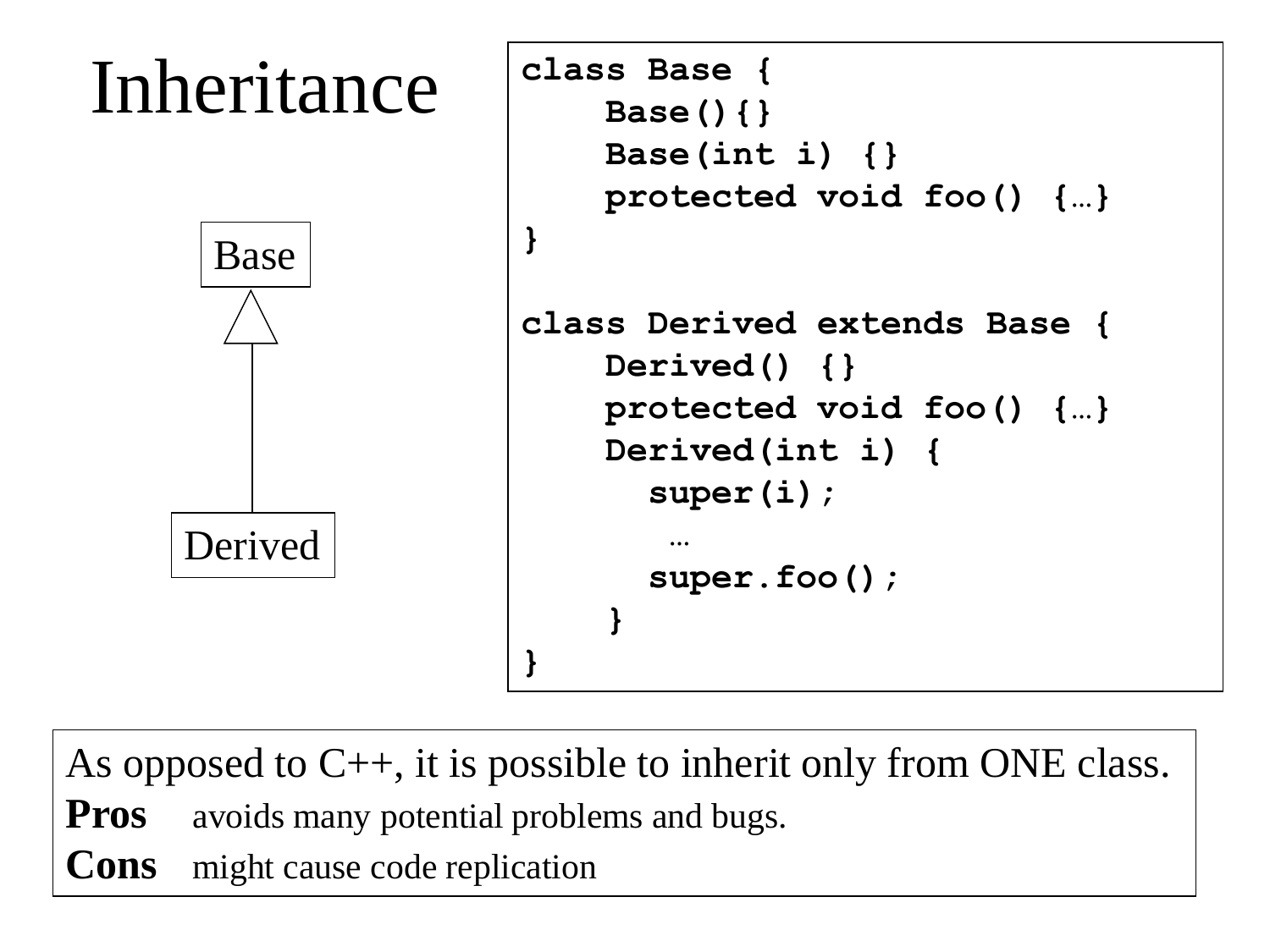# Inheritance

Base

Derived

```
class Base {
    Base(){}
    Base(int i) {}
    protected void foo() {…}
}

class Derived extends Base {
    Derived() {}
    protected void foo() {…}
    Derived(int i) {
      super(i);
       …
      super.foo();
    }
}
```

As opposed to C++, it is possible to inherit only from ONE class.

**Pros** avoids many potential problems and bugs.

**Cons** might cause code replication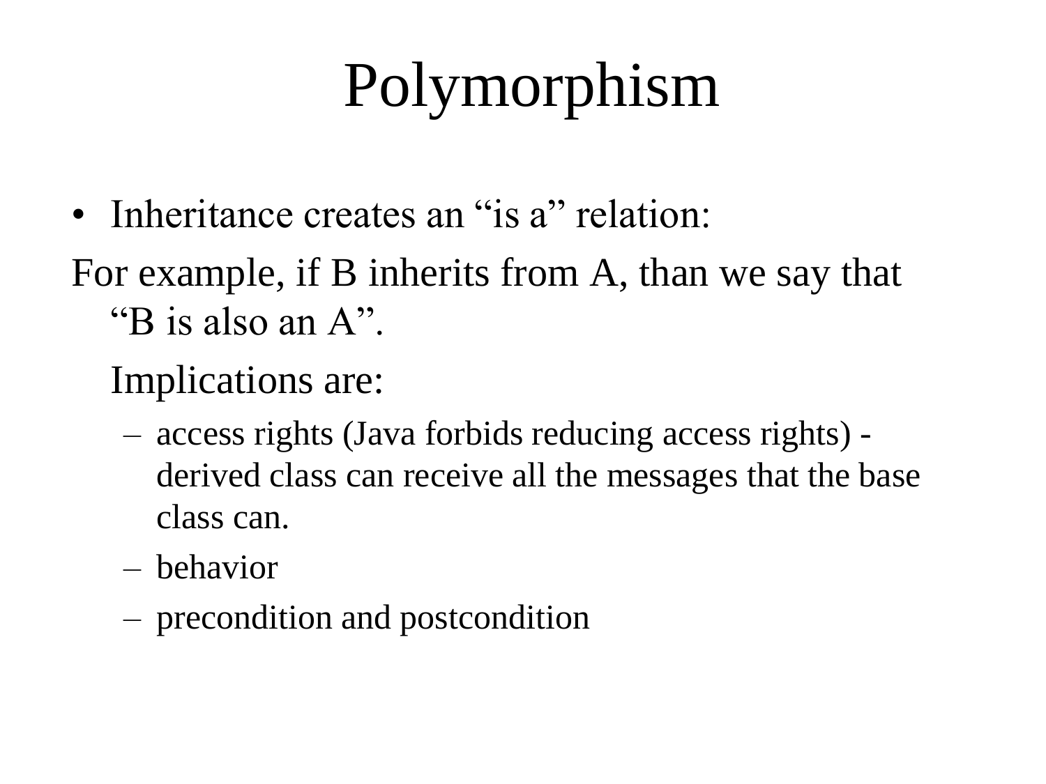# Polymorphism

- Inheritance creates an “is a” relation:

For example, if B inherits from A, than we say that “B is also an A”.

Implications are:

  - access rights (Java forbids reducing access rights) - derived class can receive all the messages that the base class can.
  - behavior
  - precondition and postcondition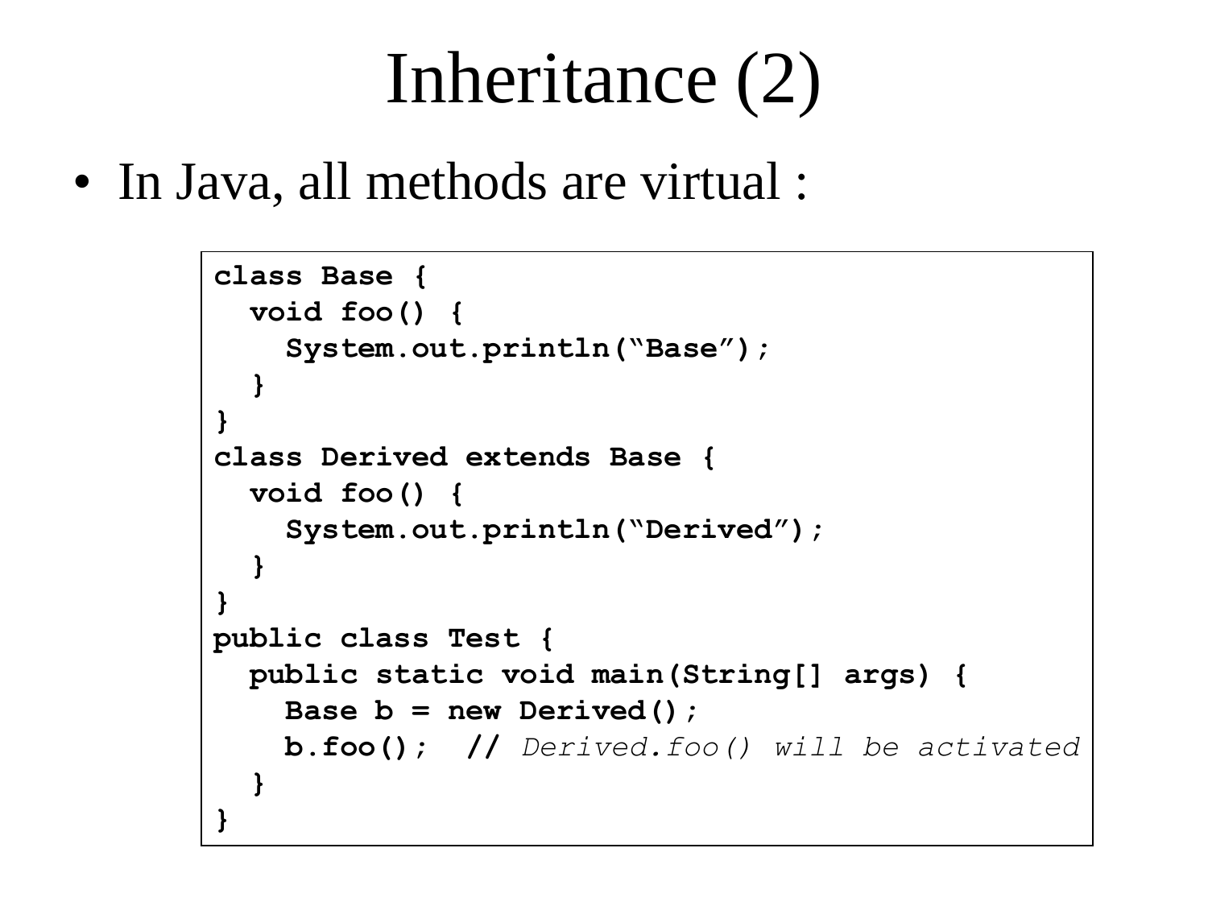# Inheritance (2)

- In Java, all methods are virtual :

```
class Base {
  void foo() {
    System.out.println(“Base”);
  }
}
class Derived extends Base {
  void foo() {
    System.out.println(“Derived”);
  }
}
public class Test {
  public static void main(String[] args) {
    Base b = new Derived();
    b.foo();  // Derived.foo() will be activated
  }
}
```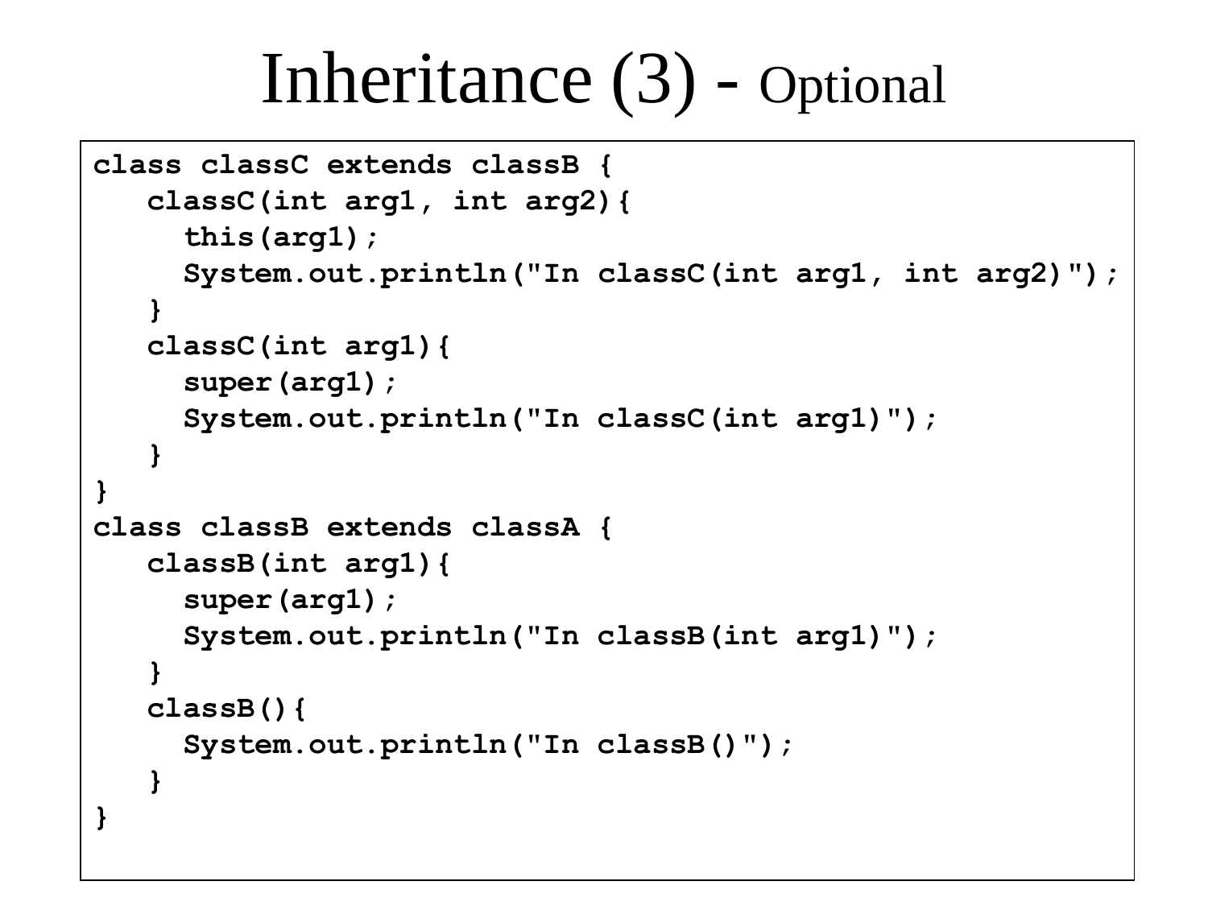# Inheritance (3) - Optional

```
class classC extends classB {
   classC(int arg1, int arg2){
     this(arg1);
     System.out.println("In classC(int arg1, int arg2)");
   }
   classC(int arg1){
     super(arg1);
     System.out.println("In classC(int arg1)");
   }
}
class classB extends classA {
   classB(int arg1){
     super(arg1);
     System.out.println("In classB(int arg1)");
   }
   classB(){
     System.out.println("In classB()");
   }
}
```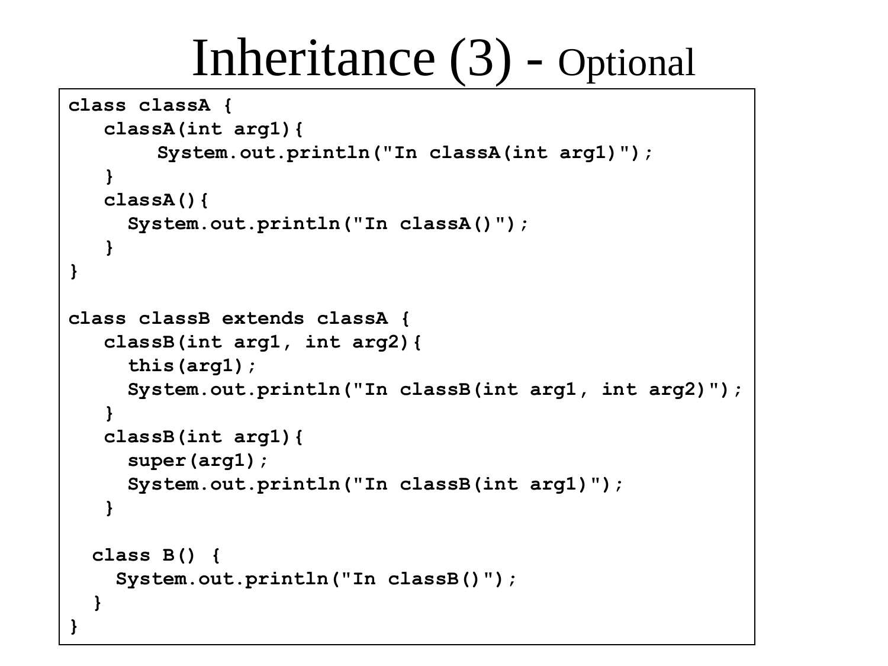# Inheritance (3) - Optional

```
class classA {
   classA(int arg1){
       System.out.println("In classA(int arg1)");
   }
   classA(){
     System.out.println("In classA()");
   }
}

class classB extends classA {
   classB(int arg1, int arg2){
     this(arg1);
     System.out.println("In classB(int arg1, int arg2)");
   }
   classB(int arg1){
     super(arg1);
     System.out.println("In classB(int arg1)");
   }

  class B() {
    System.out.println("In classB()");
  }
}
```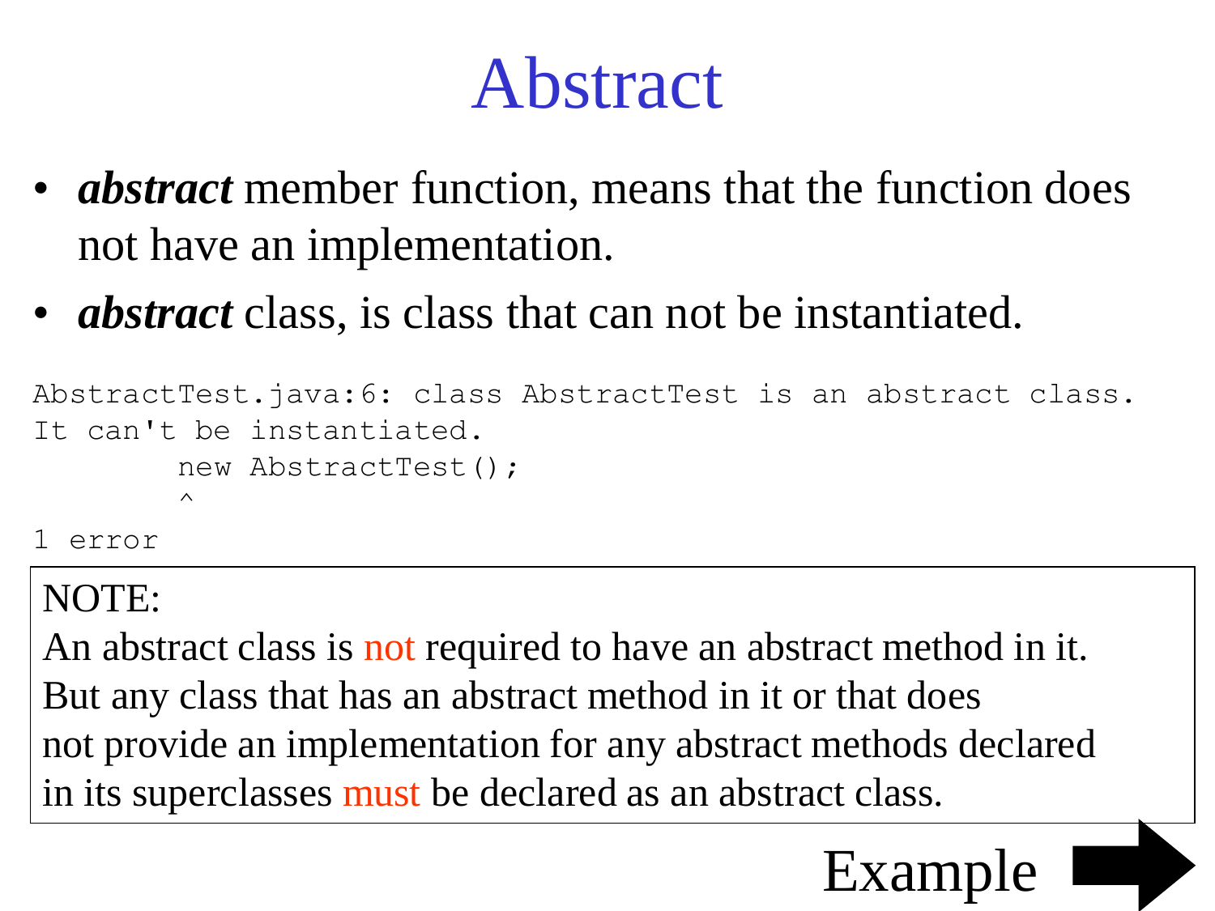# Abstract

- ***abstract*** member function, means that the function does not have an implementation.
- ***abstract*** class, is class that can not be instantiated.

```
AbstractTest.java:6: class AbstractTest is an abstract class.
It can't be instantiated.
        new AbstractTest();
        ^
1 error
```

NOTE:
An abstract class is not required to have an abstract method in it.
But any class that has an abstract method in it or that does not provide an implementation for any abstract methods declared in its superclasses must be declared as an abstract class.

Example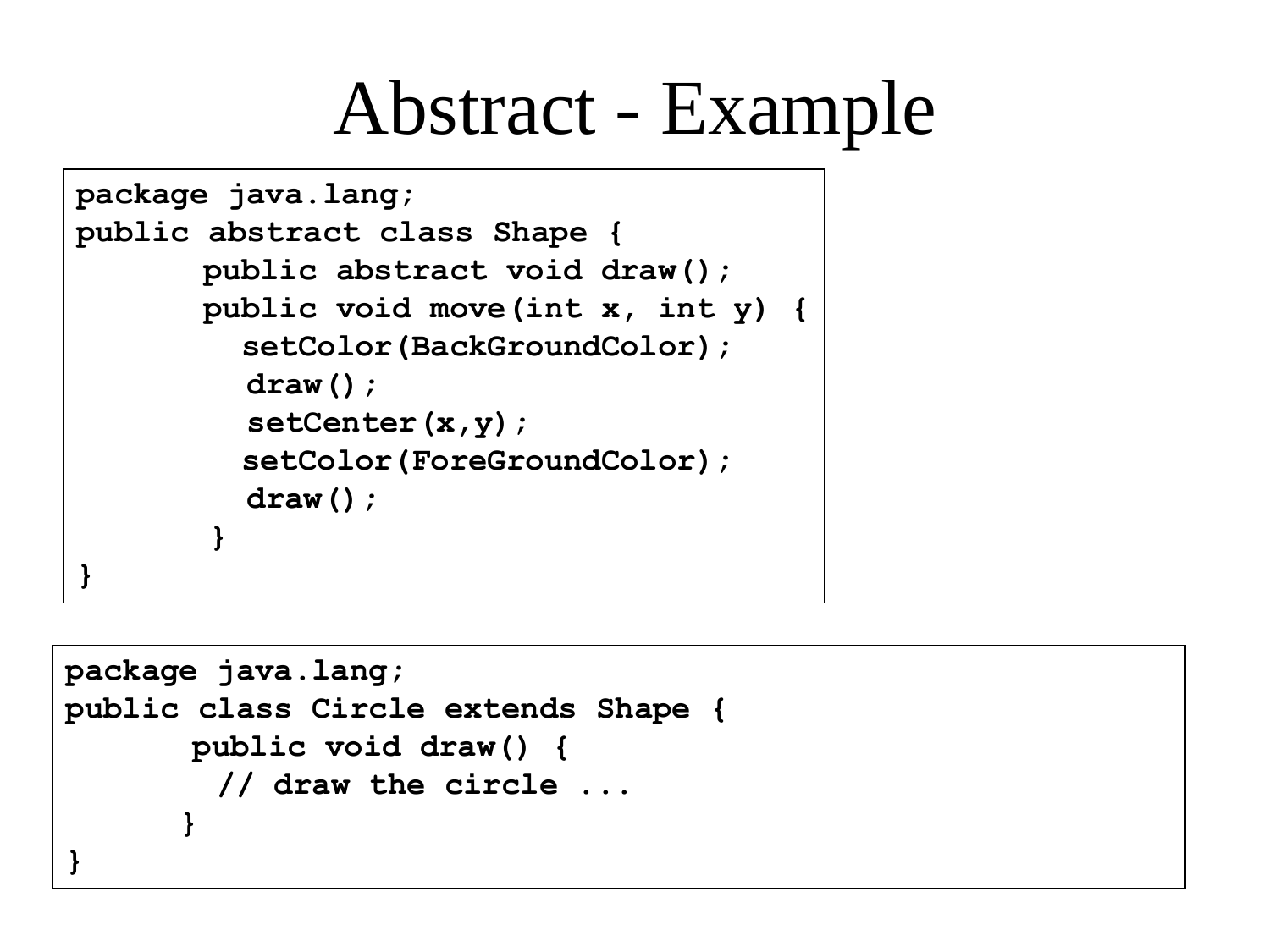# Abstract - Example

```
package java.lang;
public abstract class Shape {
        public abstract void draw();
        public void move(int x, int y) {
          setColor(BackGroundColor);
          draw();
          setCenter(x,y);
          setColor(ForeGroundColor);
          draw();
        }
}
```

```
package java.lang;
public class Circle extends Shape {
        public void draw() {
          // draw the circle ...
        }
}
```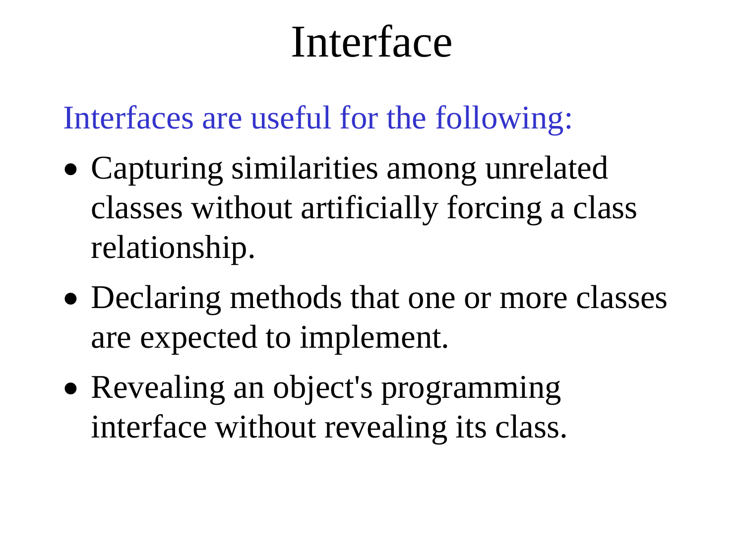# Interface

Interfaces are useful for the following:

- Capturing similarities among unrelated classes without artificially forcing a class relationship.
- Declaring methods that one or more classes are expected to implement.
- Revealing an object's programming interface without revealing its class.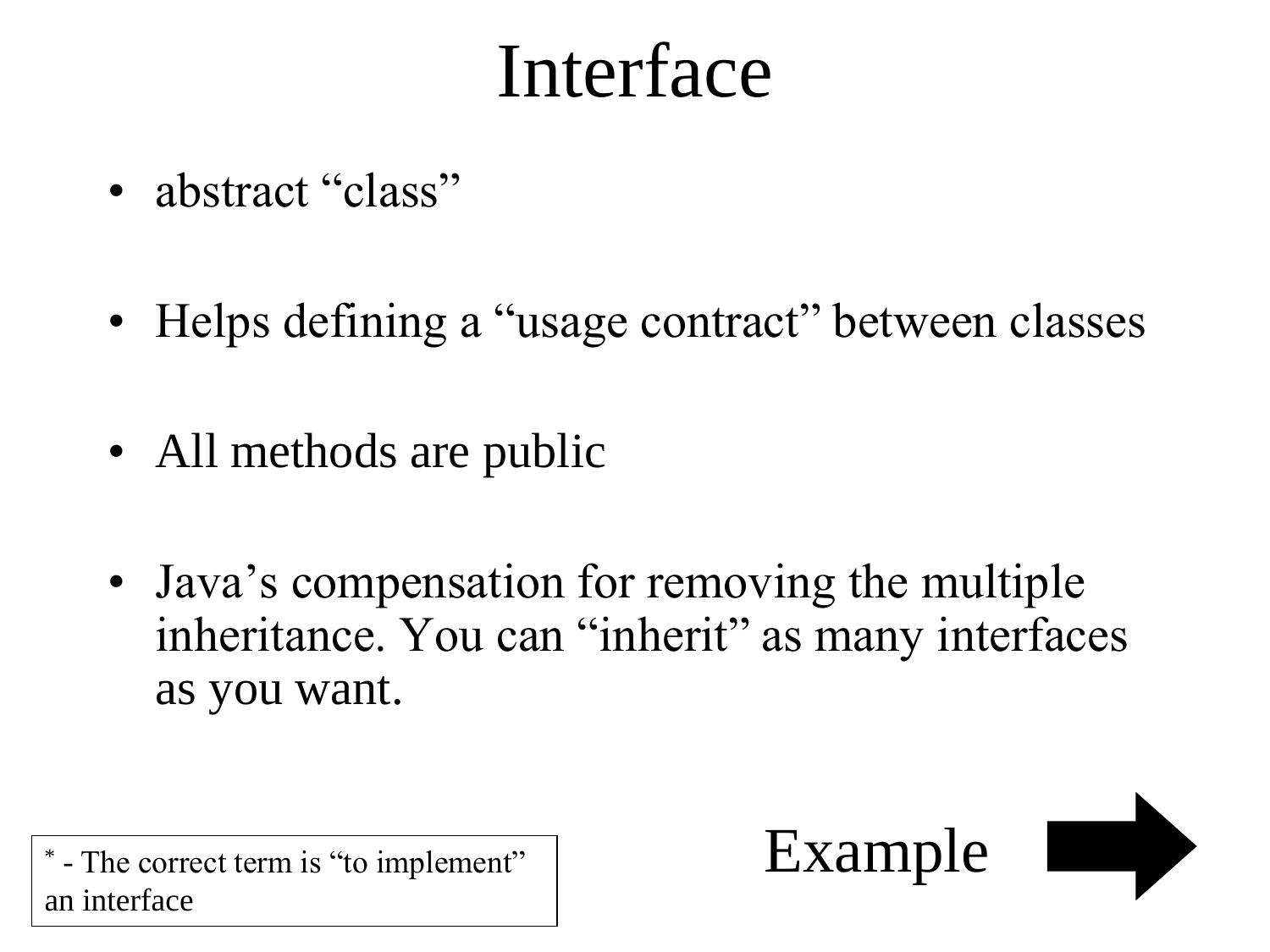# Interface

- abstract "class"
- Helps defining a "usage contract" between classes
- All methods are public
- Java's compensation for removing the multiple inheritance. You can "inherit" as many interfaces as you want.

* - The correct term is "to implement" an interface

Example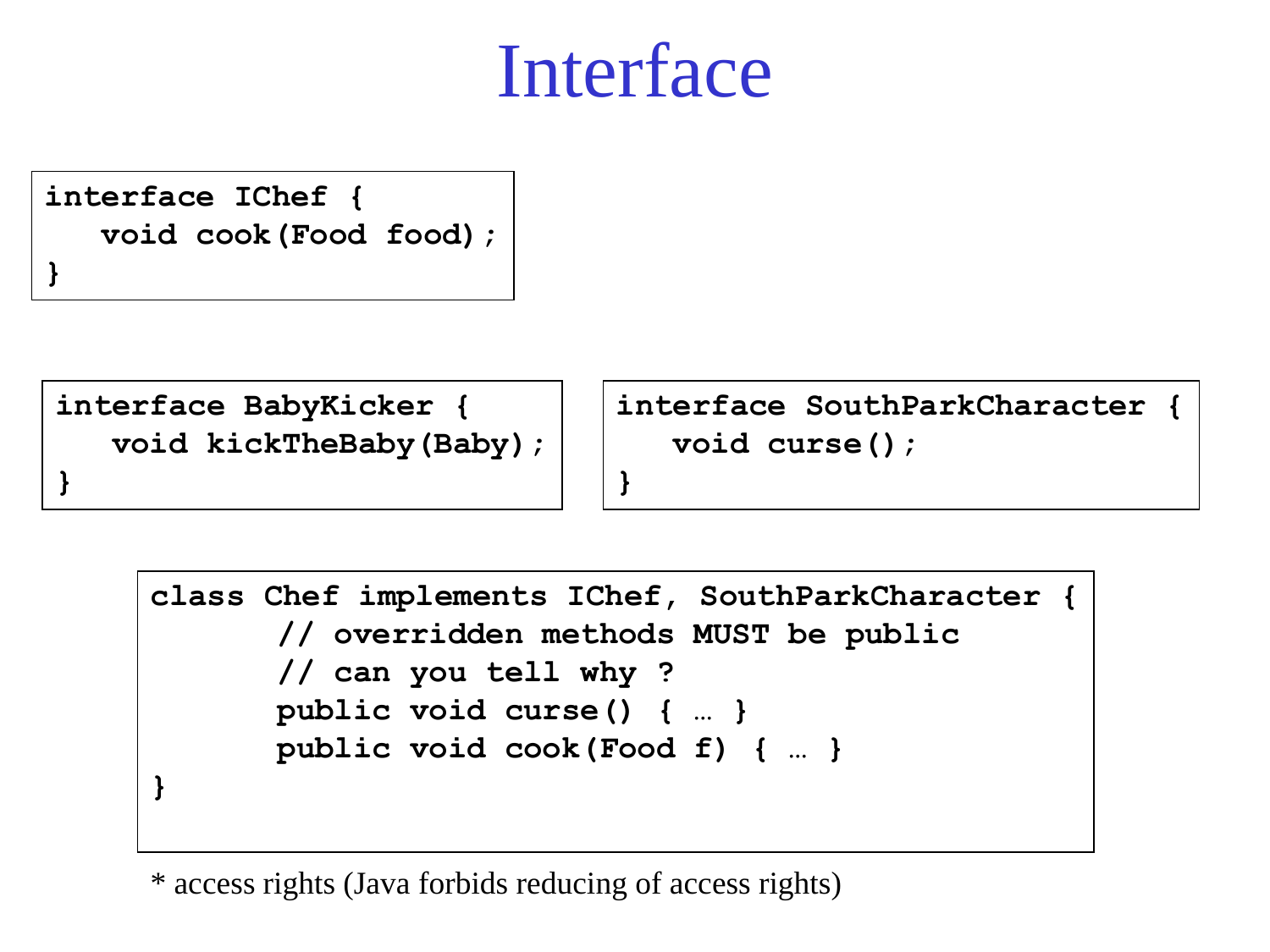# Interface

```
interface IChef {
   void cook(Food food);
}
```

```
interface BabyKicker {
   void kickTheBaby(Baby);
}
```

```
interface SouthParkCharacter {
   void curse();
}
```

```
class Chef implements IChef, SouthParkCharacter {
       // overridden methods MUST be public
       // can you tell why ?
       public void curse() { … }
       public void cook(Food f) { … }
}
```

* access rights (Java forbids reducing of access rights)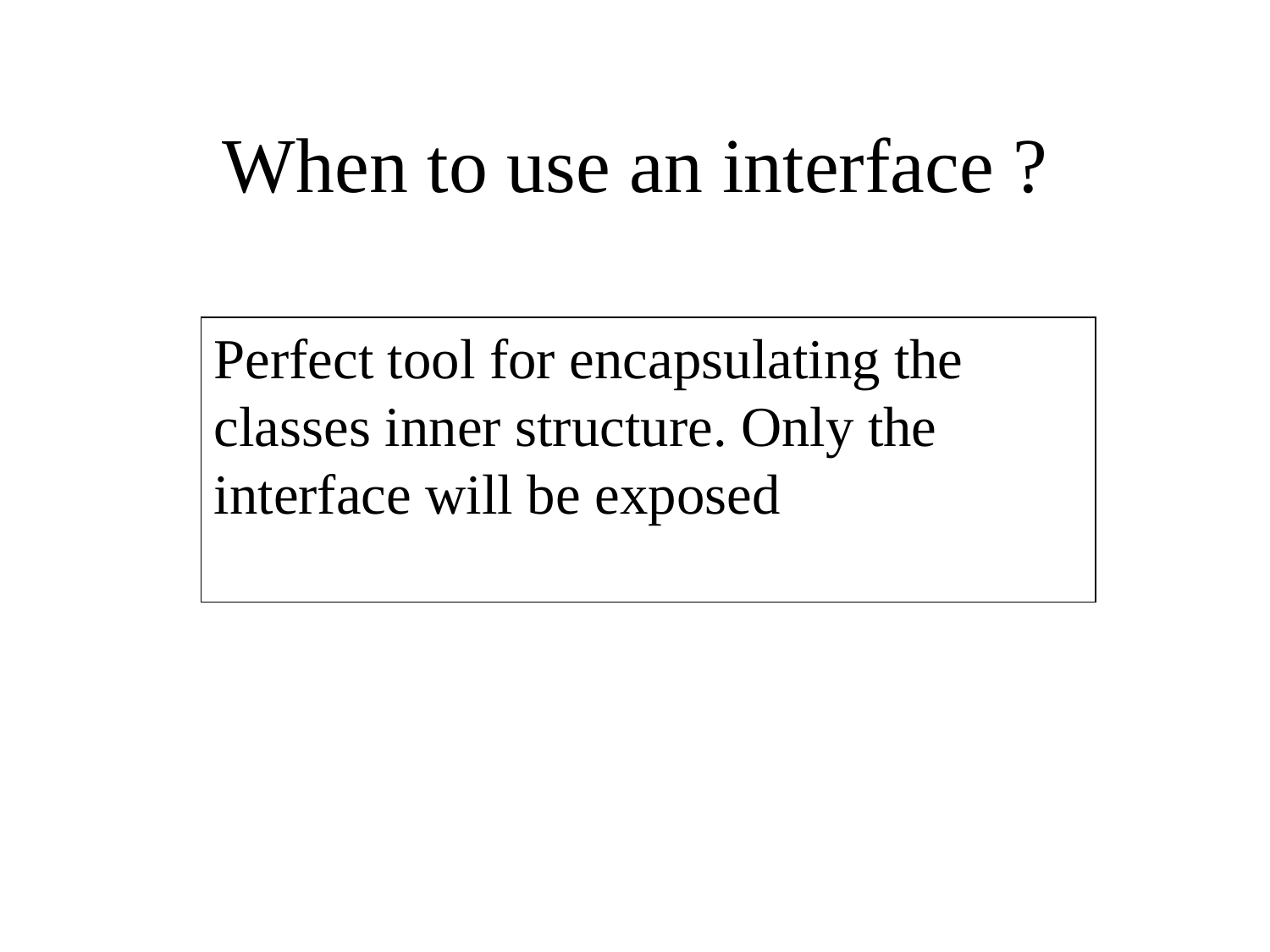# When to use an interface ?

Perfect tool for encapsulating the classes inner structure. Only the interface will be exposed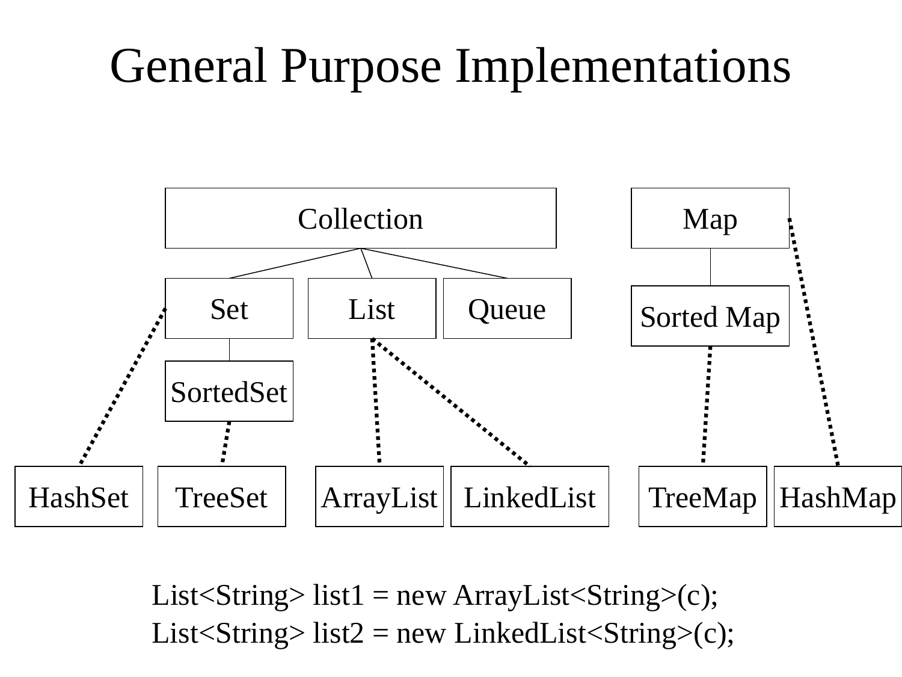# General Purpose Implementations

Collection

Set | List | Queue

SortedSet

Map

Sorted Map

HashSet | TreeSet | ArrayList | LinkedList | TreeMap | HashMap

```
List<String> list1 = new ArrayList<String>(c);
List<String> list2 = new LinkedList<String>(c);
```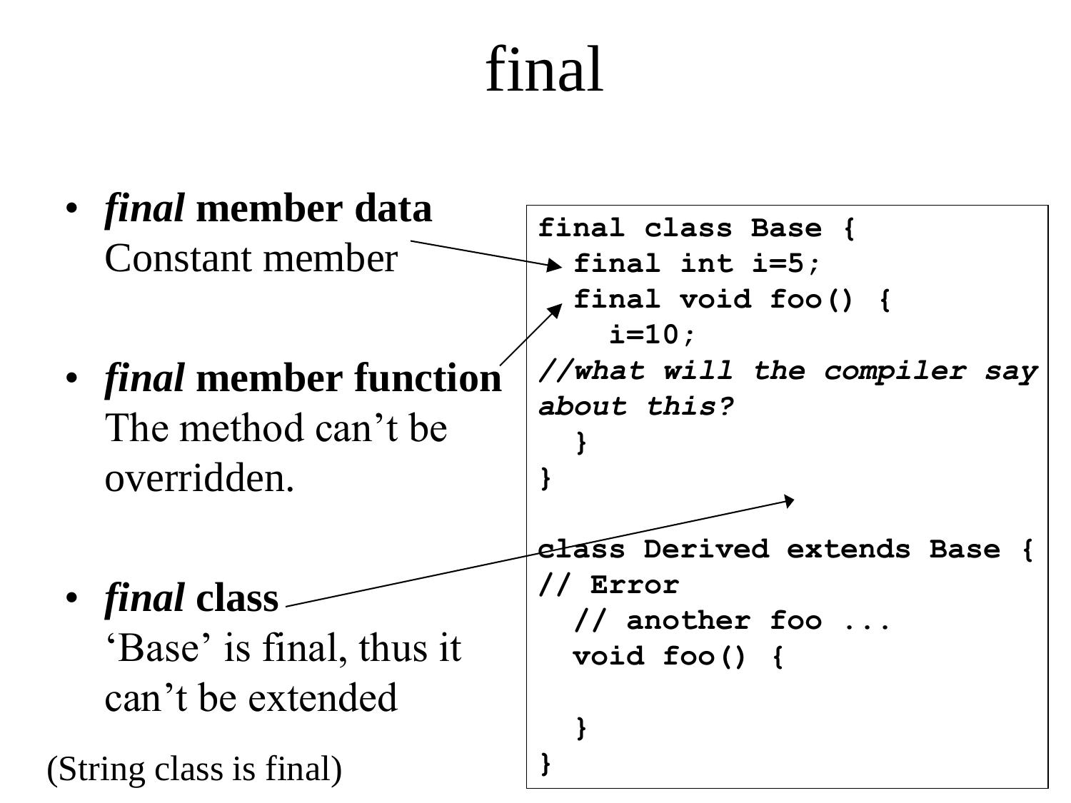# final

- ***final* member data**
  Constant member

- ***final* member function**
  The method can't be overridden.

- ***final* class**
  'Base' is final, thus it can't be extended

(String class is final)

```
final class Base {
  final int i=5;
  final void foo() {
    i=10;
//what will the compiler say
about this?
  }
}

class Derived extends Base {
// Error
  // another foo ...
  void foo() {

  }
}
```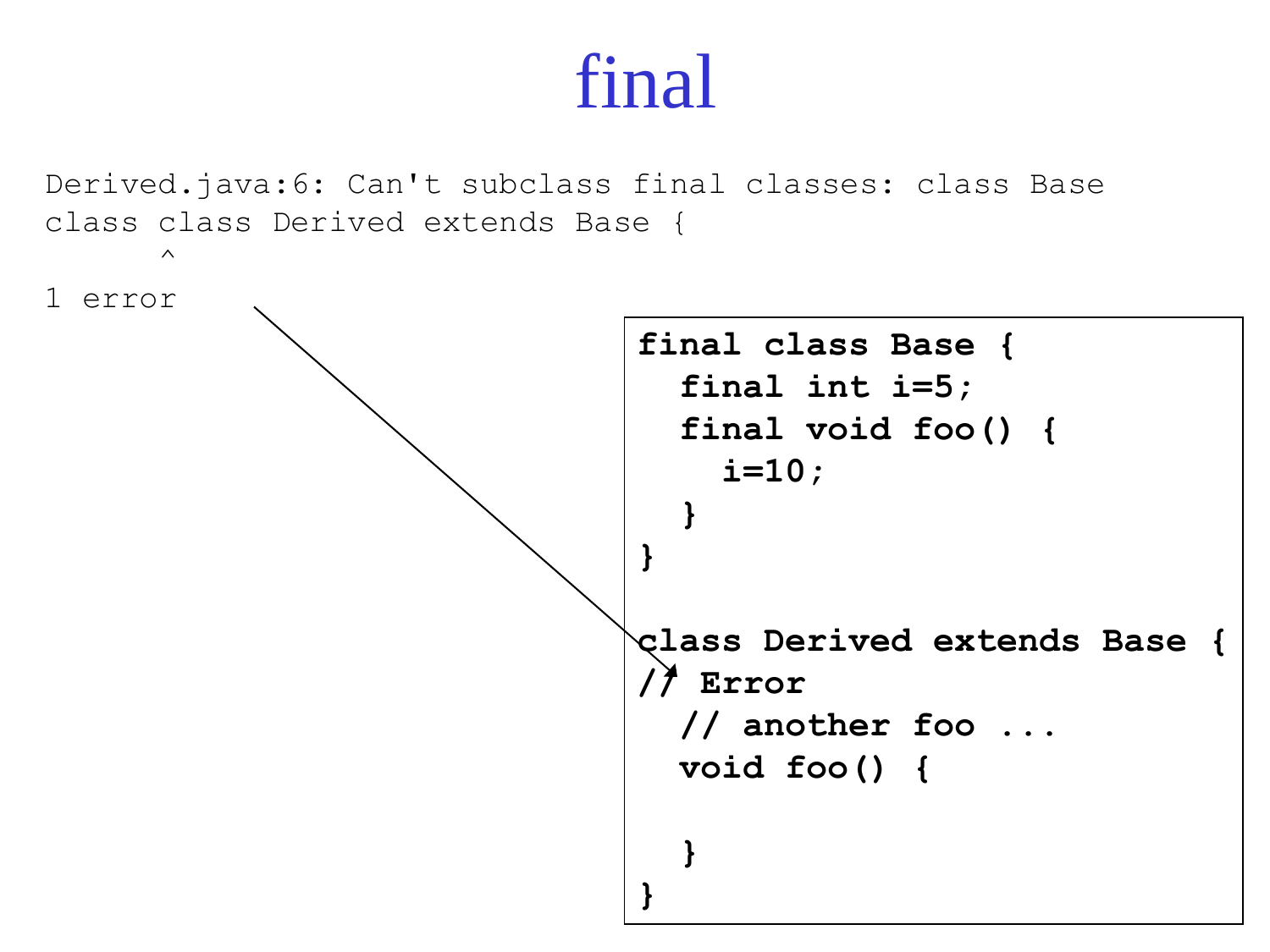# final

```
Derived.java:6: Can't subclass final classes: class Base
class class Derived extends Base {
      ^
1 error
```

```java
final class Base {
  final int i=5;
  final void foo() {
    i=10;
  }
}

class Derived extends Base {
// Error
  // another foo ...
  void foo() {

  }
}
```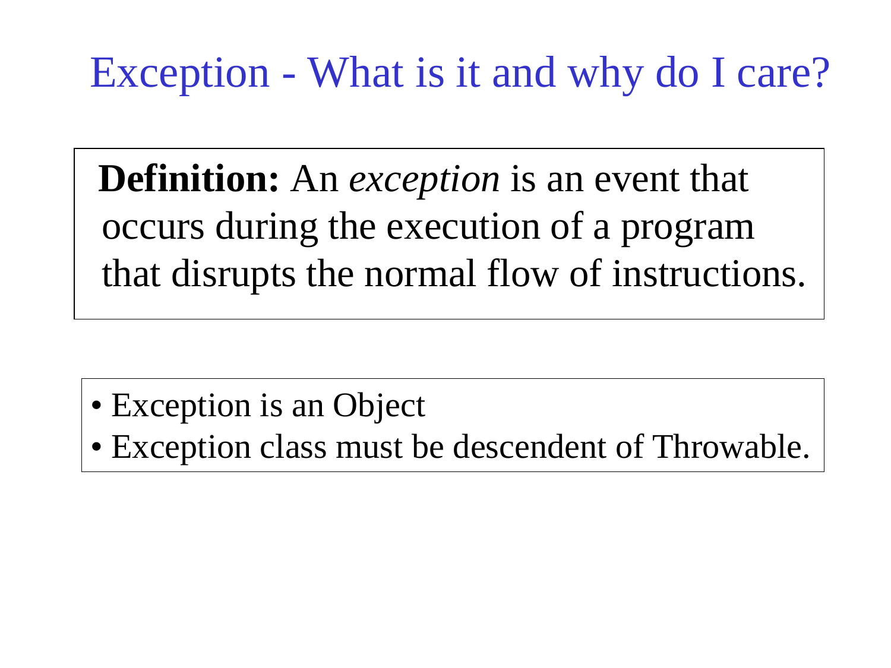# Exception - What is it and why do I care?

**Definition:** An *exception* is an event that occurs during the execution of a program that disrupts the normal flow of instructions.

- Exception is an Object
- Exception class must be descendent of Throwable.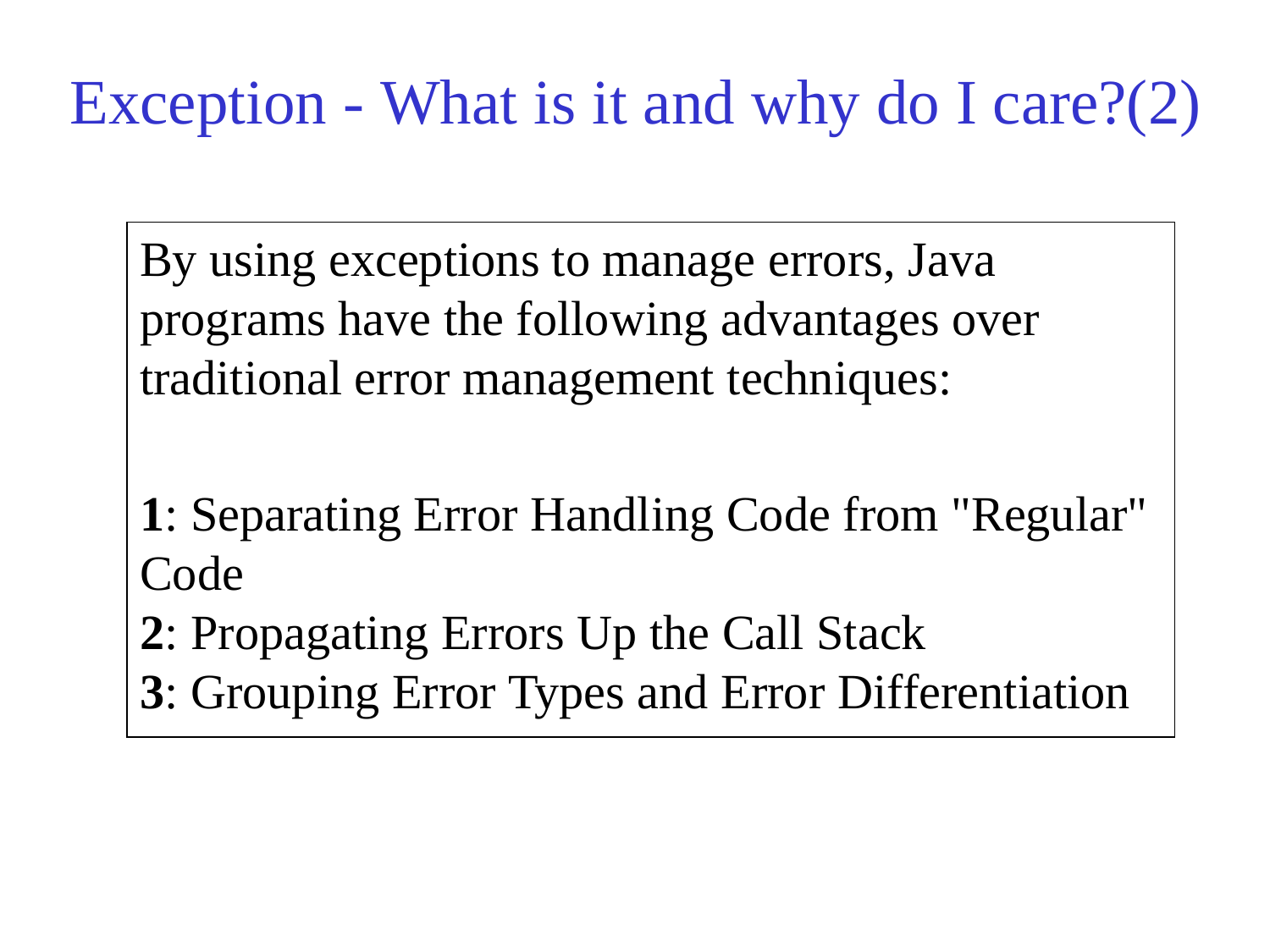# Exception - What is it and why do I care?(2)

By using exceptions to manage errors, Java programs have the following advantages over traditional error management techniques:

**1**: Separating Error Handling Code from "Regular" Code
**2**: Propagating Errors Up the Call Stack
**3**: Grouping Error Types and Error Differentiation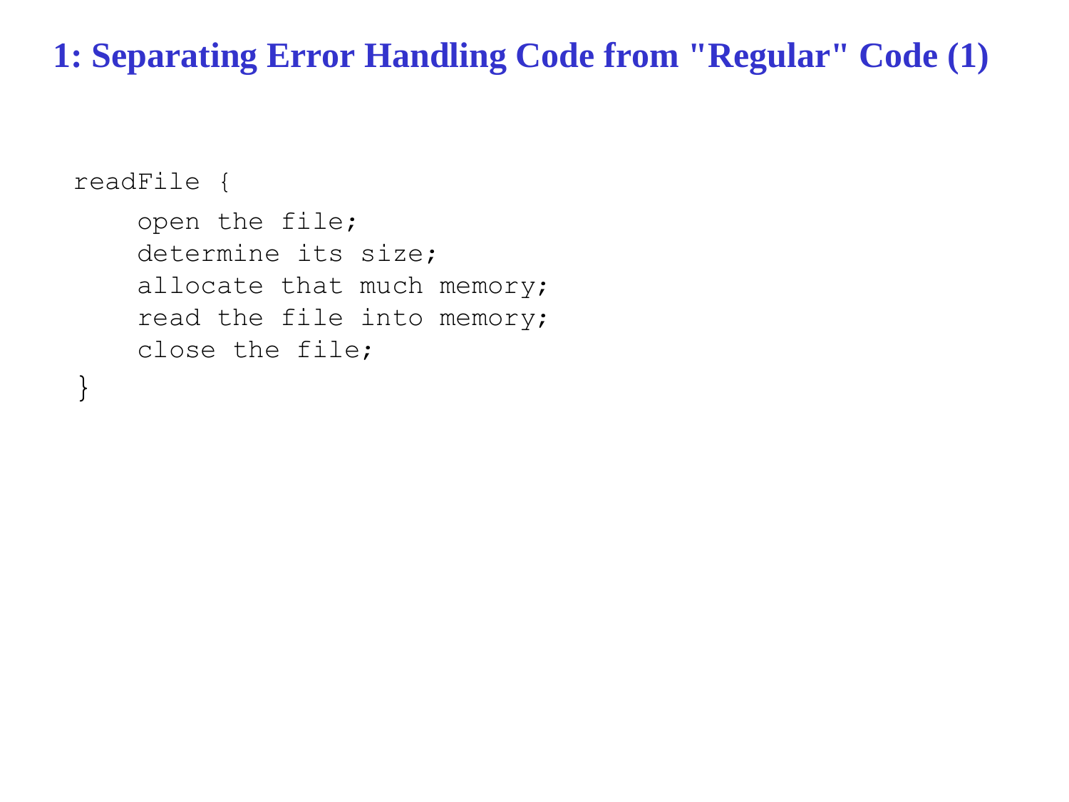# 1: Separating Error Handling Code from "Regular" Code (1)

```
readFile {
    open the file;
    determine its size;
    allocate that much memory;
    read the file into memory;
    close the file;
}
```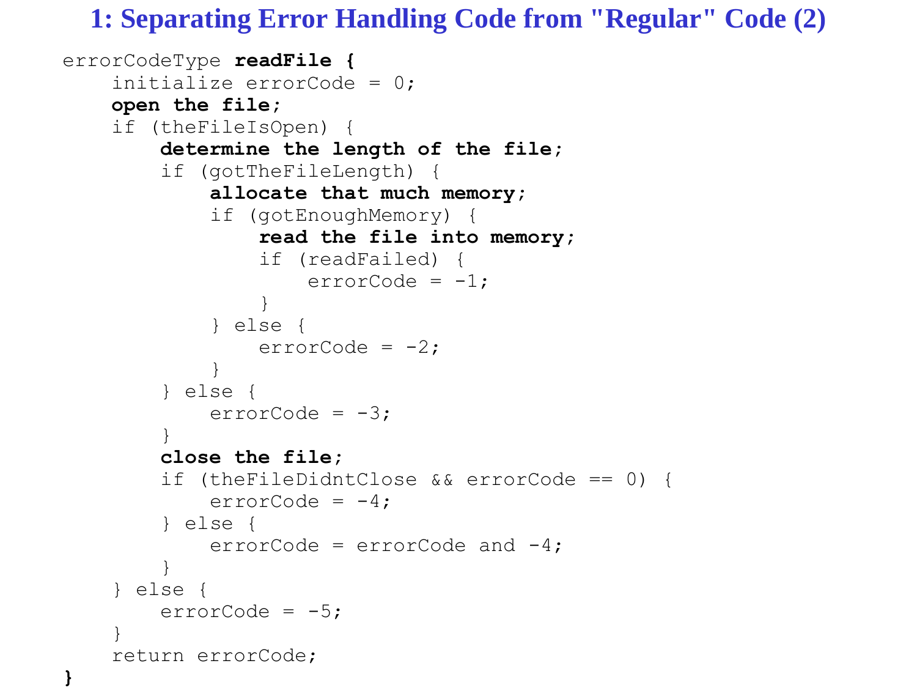# 1: Separating Error Handling Code from "Regular" Code (2)

```
errorCodeType readFile {
    initialize errorCode = 0;
    open the file;
    if (theFileIsOpen) {
        determine the length of the file;
        if (gotTheFileLength) {
            allocate that much memory;
            if (gotEnoughMemory) {
                read the file into memory;
                if (readFailed) {
                    errorCode = -1;
                }
            } else {
                errorCode = -2;
            }
        } else {
            errorCode = -3;
        }
        close the file;
        if (theFileDidntClose && errorCode == 0) {
            errorCode = -4;
        } else {
            errorCode = errorCode and -4;
        }
    } else {
        errorCode = -5;
    }
    return errorCode;
}
```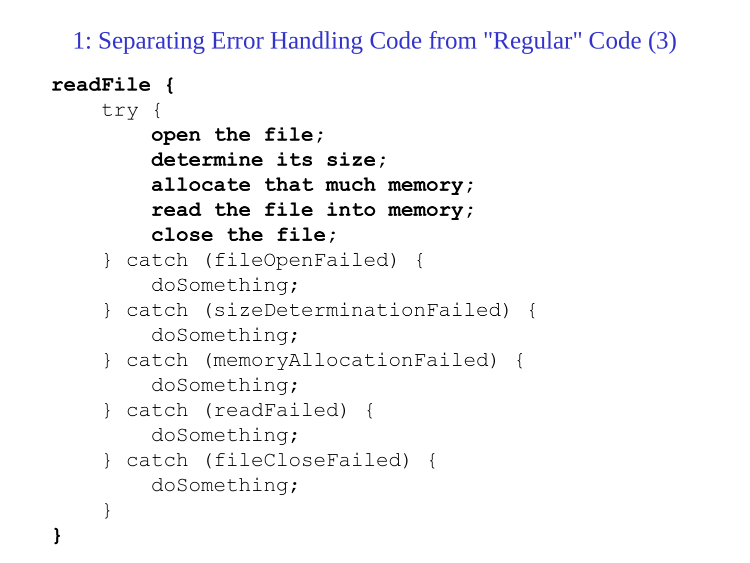## 1: Separating Error Handling Code from "Regular" Code (3)

```
readFile {
    try {
        open the file;
        determine its size;
        allocate that much memory;
        read the file into memory;
        close the file;
    } catch (fileOpenFailed) {
        doSomething;
    } catch (sizeDeterminationFailed) {
        doSomething;
    } catch (memoryAllocationFailed) {
        doSomething;
    } catch (readFailed) {
        doSomething;
    } catch (fileCloseFailed) {
        doSomething;
    }
}
```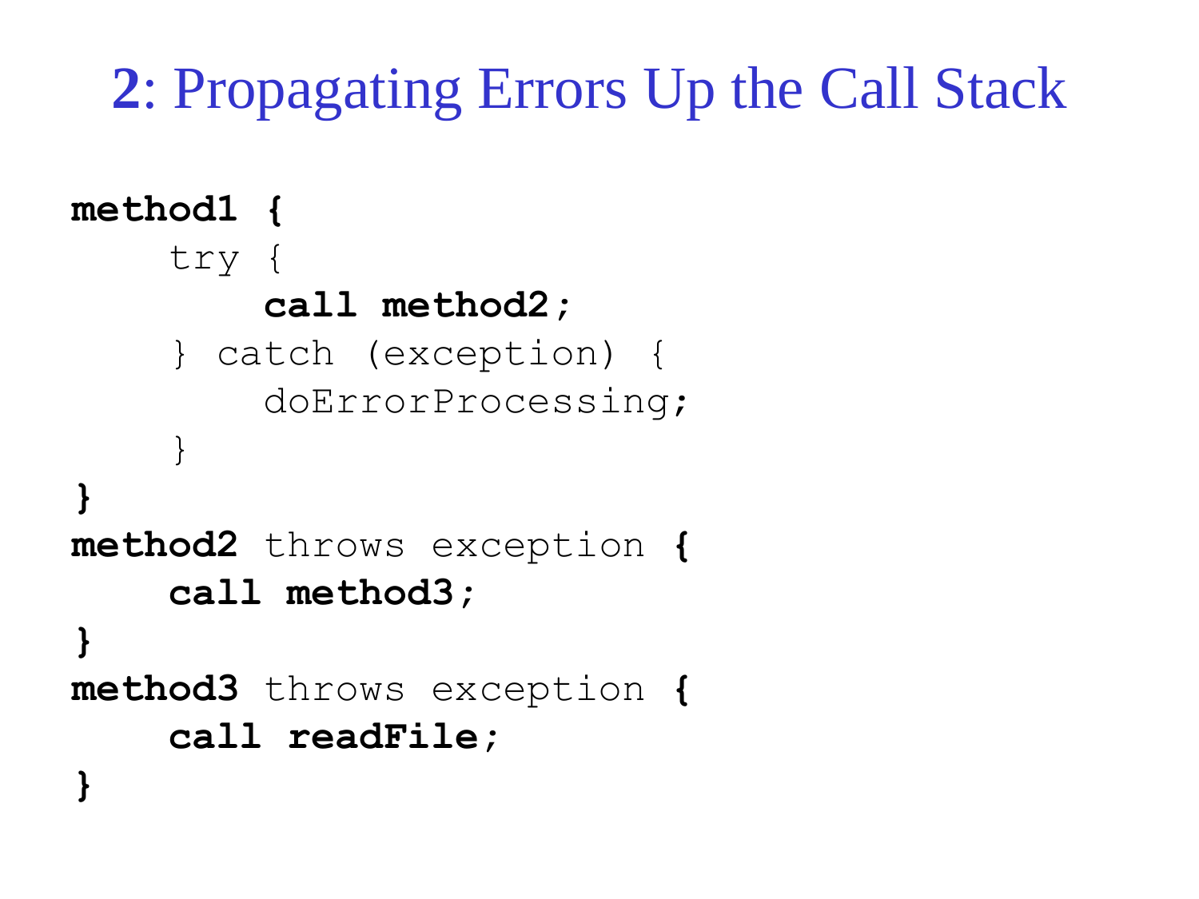# **2**: Propagating Errors Up the Call Stack

```
method1 {
    try {
        call method2;
    } catch (exception) {
        doErrorProcessing;
    }
}
method2 throws exception {
    call method3;
}
method3 throws exception {
    call readFile;
}
```